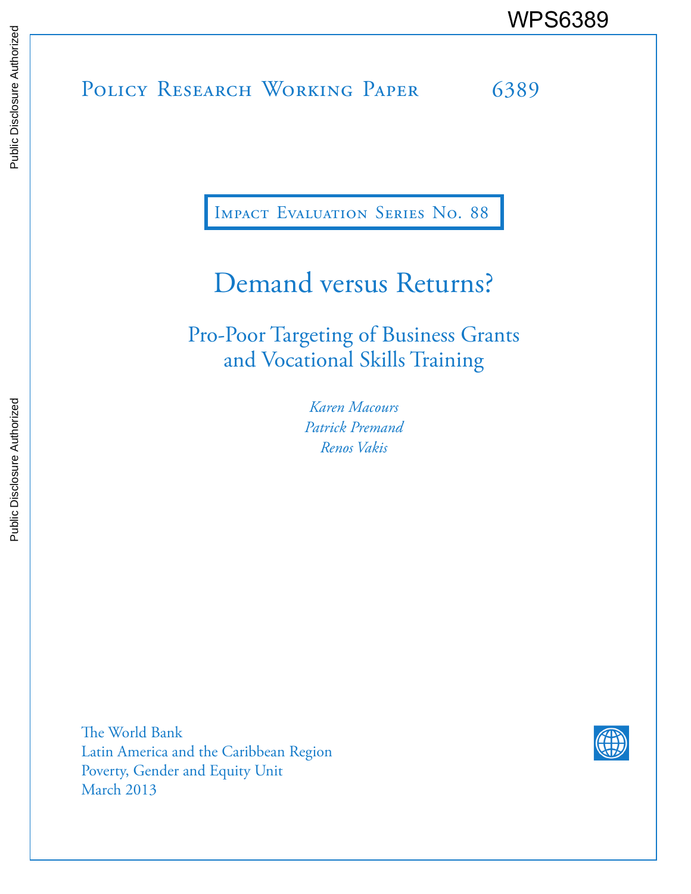WPS6389

Policy Research Working Paper 6389

Impact Evaluation Series No. 88

# Demand versus Returns?

## Pro-Poor Targeting of Business Grants and Vocational Skills Training

*Karen Macours*
*Patrick Premand*
*Renos Vakis*

The World Bank
Latin America and the Caribbean Region
Poverty, Gender and Equity Unit
March 2013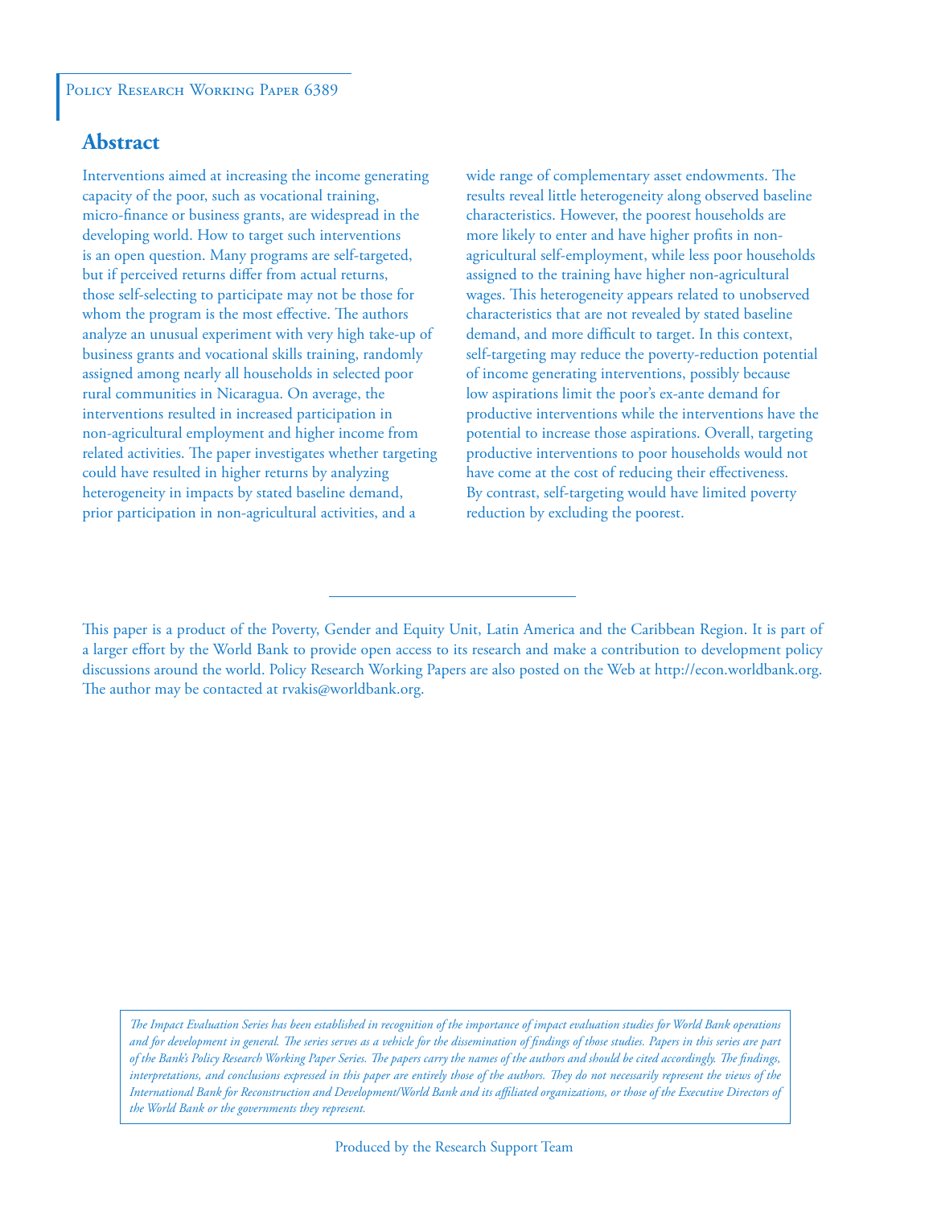Policy Research Working Paper 6389

## Abstract

Interventions aimed at increasing the income generating capacity of the poor, such as vocational training, micro-finance or business grants, are widespread in the developing world. How to target such interventions is an open question. Many programs are self-targeted, but if perceived returns differ from actual returns, those self-selecting to participate may not be those for whom the program is the most effective. The authors analyze an unusual experiment with very high take-up of business grants and vocational skills training, randomly assigned among nearly all households in selected poor rural communities in Nicaragua. On average, the interventions resulted in increased participation in non-agricultural employment and higher income from related activities. The paper investigates whether targeting could have resulted in higher returns by analyzing heterogeneity in impacts by stated baseline demand, prior participation in non-agricultural activities, and a wide range of complementary asset endowments. The results reveal little heterogeneity along observed baseline characteristics. However, the poorest households are more likely to enter and have higher profits in non-agricultural self-employment, while less poor households assigned to the training have higher non-agricultural wages. This heterogeneity appears related to unobserved characteristics that are not revealed by stated baseline demand, and more difficult to target. In this context, self-targeting may reduce the poverty-reduction potential of income generating interventions, possibly because low aspirations limit the poor's ex-ante demand for productive interventions while the interventions have the potential to increase those aspirations. Overall, targeting productive interventions to poor households would not have come at the cost of reducing their effectiveness. By contrast, self-targeting would have limited poverty reduction by excluding the poorest.

---

This paper is a product of the Poverty, Gender and Equity Unit, Latin America and the Caribbean Region. It is part of a larger effort by the World Bank to provide open access to its research and make a contribution to development policy discussions around the world. Policy Research Working Papers are also posted on the Web at http://econ.worldbank.org. The author may be contacted at rvakis@worldbank.org.

*The Impact Evaluation Series has been established in recognition of the importance of impact evaluation studies for World Bank operations and for development in general. The series serves as a vehicle for the dissemination of findings of those studies. Papers in this series are part of the Bank's Policy Research Working Paper Series. The papers carry the names of the authors and should be cited accordingly. The findings, interpretations, and conclusions expressed in this paper are entirely those of the authors. They do not necessarily represent the views of the International Bank for Reconstruction and Development/World Bank and its affiliated organizations, or those of the Executive Directors of the World Bank or the governments they represent.*

Produced by the Research Support Team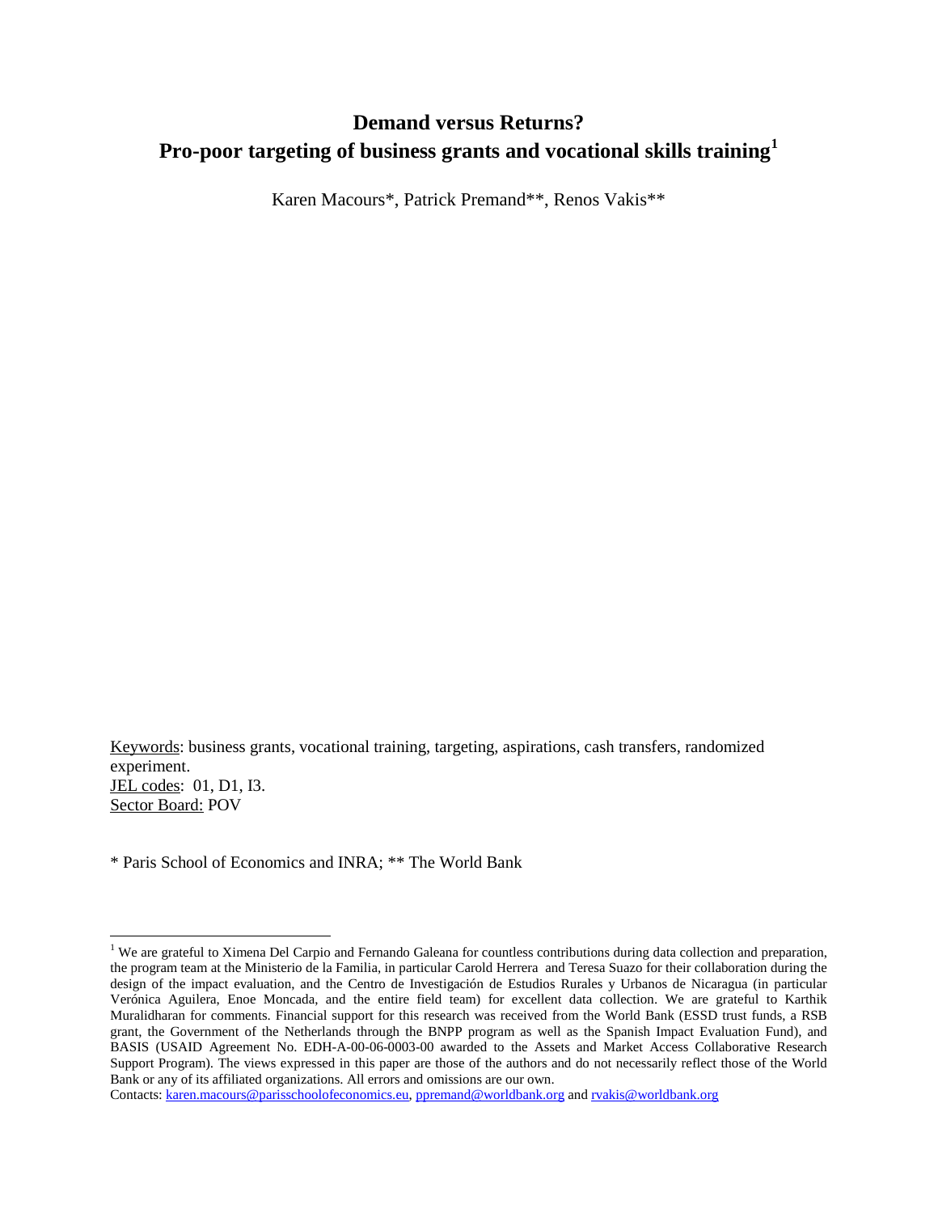# Demand versus Returns?
# Pro-poor targeting of business grants and vocational skills training[1]

Karen Macours*, Patrick Premand**, Renos Vakis**

Keywords: business grants, vocational training, targeting, aspirations, cash transfers, randomized experiment.
JEL codes: 01, D1, I3.
Sector Board: POV

\* Paris School of Economics and INRA; ** The World Bank

[1] We are grateful to Ximena Del Carpio and Fernando Galeana for countless contributions during data collection and preparation, the program team at the Ministerio de la Familia, in particular Carold Herrera and Teresa Suazo for their collaboration during the design of the impact evaluation, and the Centro de Investigación de Estudios Rurales y Urbanos de Nicaragua (in particular Verónica Aguilera, Enoe Moncada, and the entire field team) for excellent data collection. We are grateful to Karthik Muralidharan for comments. Financial support for this research was received from the World Bank (ESSD trust funds, a RSB grant, the Government of the Netherlands through the BNPP program as well as the Spanish Impact Evaluation Fund), and BASIS (USAID Agreement No. EDH-A-00-06-0003-00 awarded to the Assets and Market Access Collaborative Research Support Program). The views expressed in this paper are those of the authors and do not necessarily reflect those of the World Bank or any of its affiliated organizations. All errors and omissions are our own.
Contacts: karen.macours@parisschoolofeconomics.eu, ppremand@worldbank.org and rvakis@worldbank.org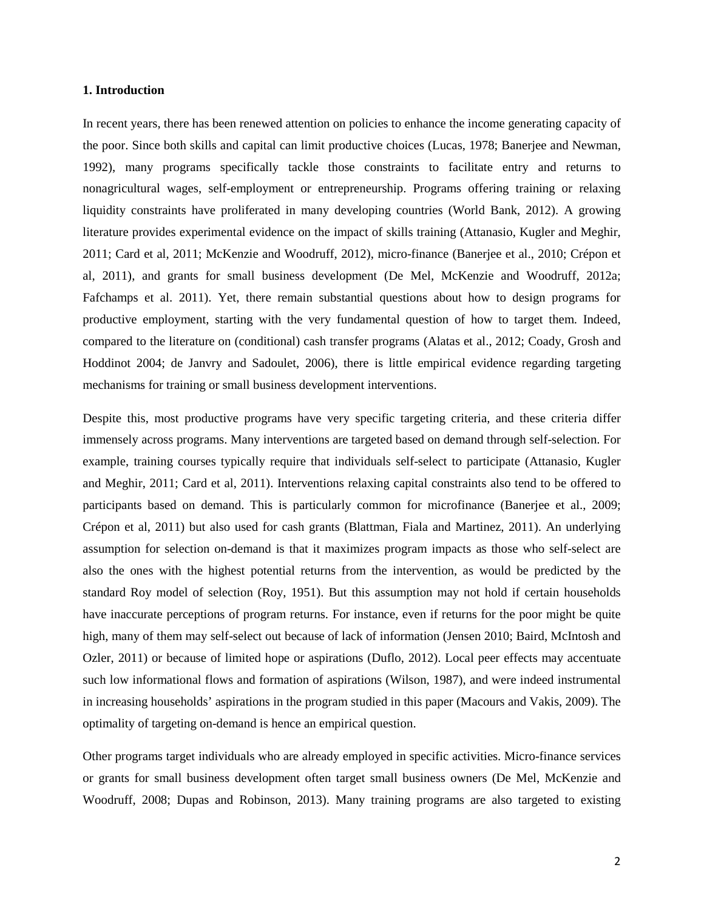## 1. Introduction

In recent years, there has been renewed attention on policies to enhance the income generating capacity of the poor. Since both skills and capital can limit productive choices (Lucas, 1978; Banerjee and Newman, 1992), many programs specifically tackle those constraints to facilitate entry and returns to nonagricultural wages, self-employment or entrepreneurship. Programs offering training or relaxing liquidity constraints have proliferated in many developing countries (World Bank, 2012). A growing literature provides experimental evidence on the impact of skills training (Attanasio, Kugler and Meghir, 2011; Card et al, 2011; McKenzie and Woodruff, 2012), micro-finance (Banerjee et al., 2010; Crépon et al, 2011), and grants for small business development (De Mel, McKenzie and Woodruff, 2012a; Fafchamps et al. 2011). Yet, there remain substantial questions about how to design programs for productive employment, starting with the very fundamental question of how to target them. Indeed, compared to the literature on (conditional) cash transfer programs (Alatas et al., 2012; Coady, Grosh and Hoddinot 2004; de Janvry and Sadoulet, 2006), there is little empirical evidence regarding targeting mechanisms for training or small business development interventions.

Despite this, most productive programs have very specific targeting criteria, and these criteria differ immensely across programs. Many interventions are targeted based on demand through self-selection. For example, training courses typically require that individuals self-select to participate (Attanasio, Kugler and Meghir, 2011; Card et al, 2011). Interventions relaxing capital constraints also tend to be offered to participants based on demand. This is particularly common for microfinance (Banerjee et al., 2009; Crépon et al, 2011) but also used for cash grants (Blattman, Fiala and Martinez, 2011). An underlying assumption for selection on-demand is that it maximizes program impacts as those who self-select are also the ones with the highest potential returns from the intervention, as would be predicted by the standard Roy model of selection (Roy, 1951). But this assumption may not hold if certain households have inaccurate perceptions of program returns. For instance, even if returns for the poor might be quite high, many of them may self-select out because of lack of information (Jensen 2010; Baird, McIntosh and Ozler, 2011) or because of limited hope or aspirations (Duflo, 2012). Local peer effects may accentuate such low informational flows and formation of aspirations (Wilson, 1987), and were indeed instrumental in increasing households' aspirations in the program studied in this paper (Macours and Vakis, 2009). The optimality of targeting on-demand is hence an empirical question.

Other programs target individuals who are already employed in specific activities. Micro-finance services or grants for small business development often target small business owners (De Mel, McKenzie and Woodruff, 2008; Dupas and Robinson, 2013). Many training programs are also targeted to existing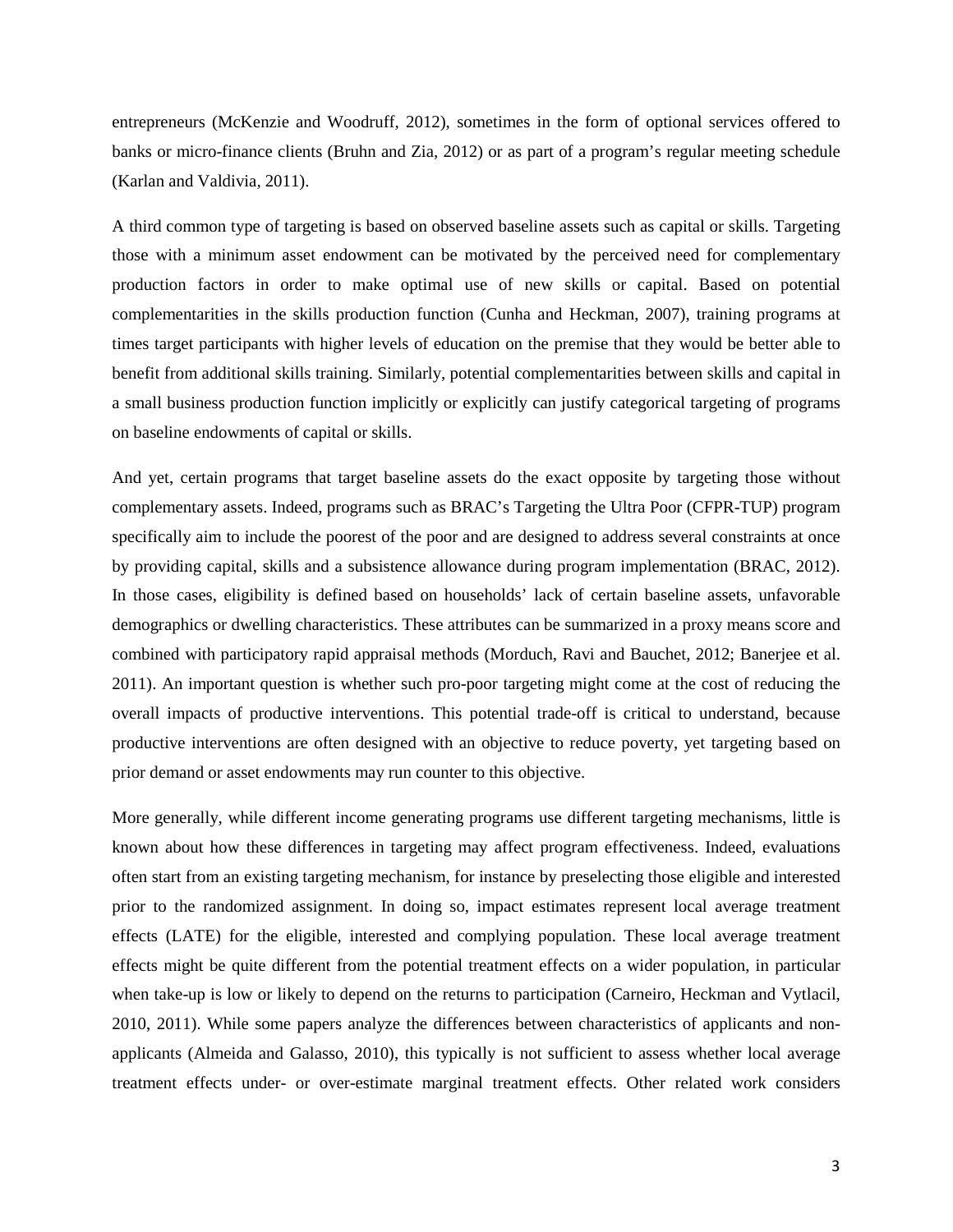entrepreneurs (McKenzie and Woodruff, 2012), sometimes in the form of optional services offered to banks or micro-finance clients (Bruhn and Zia, 2012) or as part of a program's regular meeting schedule (Karlan and Valdivia, 2011).

A third common type of targeting is based on observed baseline assets such as capital or skills. Targeting those with a minimum asset endowment can be motivated by the perceived need for complementary production factors in order to make optimal use of new skills or capital. Based on potential complementarities in the skills production function (Cunha and Heckman, 2007), training programs at times target participants with higher levels of education on the premise that they would be better able to benefit from additional skills training. Similarly, potential complementarities between skills and capital in a small business production function implicitly or explicitly can justify categorical targeting of programs on baseline endowments of capital or skills.

And yet, certain programs that target baseline assets do the exact opposite by targeting those without complementary assets. Indeed, programs such as BRAC's Targeting the Ultra Poor (CFPR-TUP) program specifically aim to include the poorest of the poor and are designed to address several constraints at once by providing capital, skills and a subsistence allowance during program implementation (BRAC, 2012). In those cases, eligibility is defined based on households' lack of certain baseline assets, unfavorable demographics or dwelling characteristics. These attributes can be summarized in a proxy means score and combined with participatory rapid appraisal methods (Morduch, Ravi and Bauchet, 2012; Banerjee et al. 2011). An important question is whether such pro-poor targeting might come at the cost of reducing the overall impacts of productive interventions. This potential trade-off is critical to understand, because productive interventions are often designed with an objective to reduce poverty, yet targeting based on prior demand or asset endowments may run counter to this objective.

More generally, while different income generating programs use different targeting mechanisms, little is known about how these differences in targeting may affect program effectiveness. Indeed, evaluations often start from an existing targeting mechanism, for instance by preselecting those eligible and interested prior to the randomized assignment. In doing so, impact estimates represent local average treatment effects (LATE) for the eligible, interested and complying population. These local average treatment effects might be quite different from the potential treatment effects on a wider population, in particular when take-up is low or likely to depend on the returns to participation (Carneiro, Heckman and Vytlacil, 2010, 2011). While some papers analyze the differences between characteristics of applicants and non-applicants (Almeida and Galasso, 2010), this typically is not sufficient to assess whether local average treatment effects under- or over-estimate marginal treatment effects. Other related work considers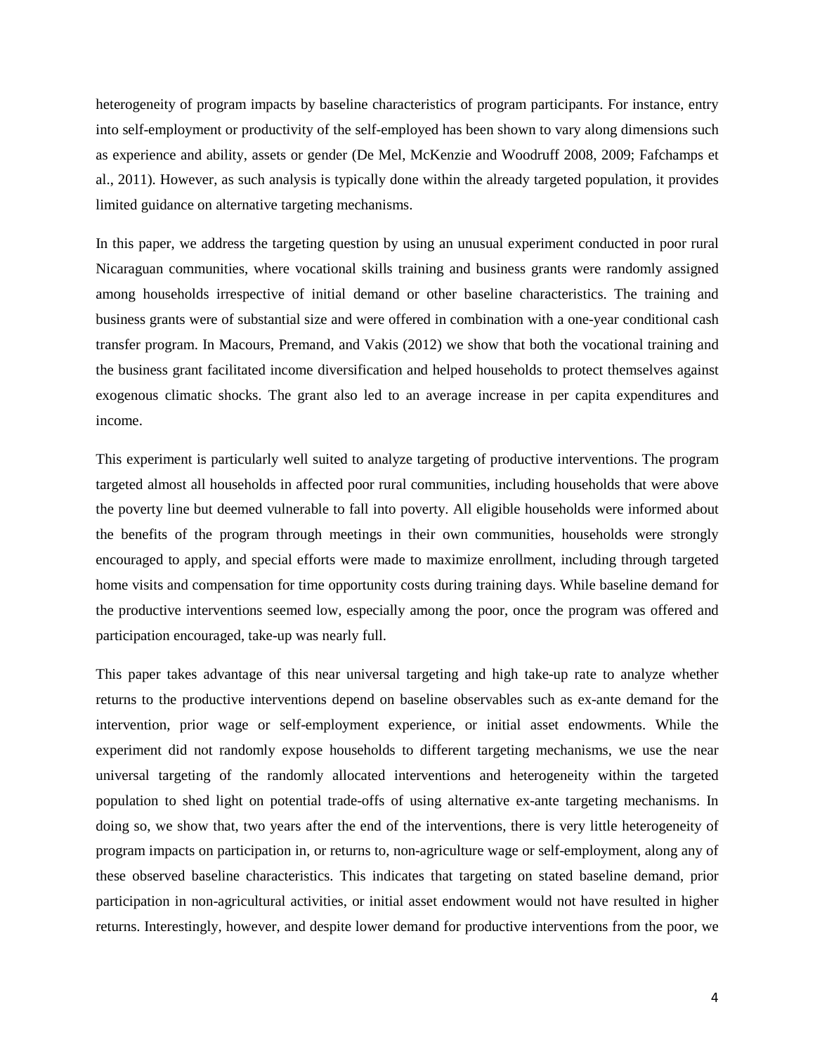heterogeneity of program impacts by baseline characteristics of program participants. For instance, entry into self-employment or productivity of the self-employed has been shown to vary along dimensions such as experience and ability, assets or gender (De Mel, McKenzie and Woodruff 2008, 2009; Fafchamps et al., 2011). However, as such analysis is typically done within the already targeted population, it provides limited guidance on alternative targeting mechanisms.

In this paper, we address the targeting question by using an unusual experiment conducted in poor rural Nicaraguan communities, where vocational skills training and business grants were randomly assigned among households irrespective of initial demand or other baseline characteristics. The training and business grants were of substantial size and were offered in combination with a one-year conditional cash transfer program. In Macours, Premand, and Vakis (2012) we show that both the vocational training and the business grant facilitated income diversification and helped households to protect themselves against exogenous climatic shocks. The grant also led to an average increase in per capita expenditures and income.

This experiment is particularly well suited to analyze targeting of productive interventions. The program targeted almost all households in affected poor rural communities, including households that were above the poverty line but deemed vulnerable to fall into poverty. All eligible households were informed about the benefits of the program through meetings in their own communities, households were strongly encouraged to apply, and special efforts were made to maximize enrollment, including through targeted home visits and compensation for time opportunity costs during training days. While baseline demand for the productive interventions seemed low, especially among the poor, once the program was offered and participation encouraged, take-up was nearly full.

This paper takes advantage of this near universal targeting and high take-up rate to analyze whether returns to the productive interventions depend on baseline observables such as ex-ante demand for the intervention, prior wage or self-employment experience, or initial asset endowments. While the experiment did not randomly expose households to different targeting mechanisms, we use the near universal targeting of the randomly allocated interventions and heterogeneity within the targeted population to shed light on potential trade-offs of using alternative ex-ante targeting mechanisms. In doing so, we show that, two years after the end of the interventions, there is very little heterogeneity of program impacts on participation in, or returns to, non-agriculture wage or self-employment, along any of these observed baseline characteristics. This indicates that targeting on stated baseline demand, prior participation in non-agricultural activities, or initial asset endowment would not have resulted in higher returns. Interestingly, however, and despite lower demand for productive interventions from the poor, we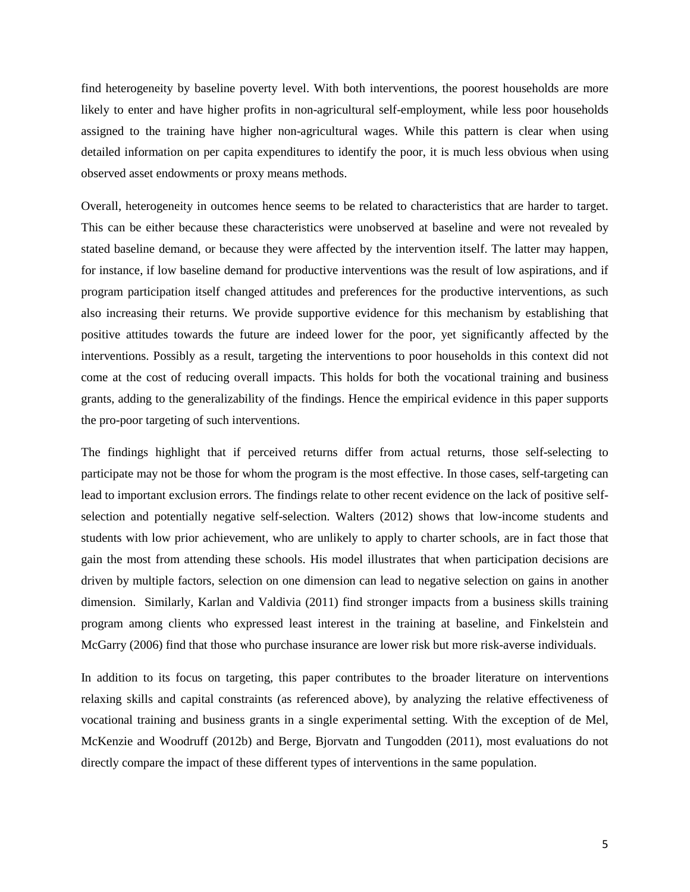find heterogeneity by baseline poverty level. With both interventions, the poorest households are more likely to enter and have higher profits in non-agricultural self-employment, while less poor households assigned to the training have higher non-agricultural wages. While this pattern is clear when using detailed information on per capita expenditures to identify the poor, it is much less obvious when using observed asset endowments or proxy means methods.

Overall, heterogeneity in outcomes hence seems to be related to characteristics that are harder to target. This can be either because these characteristics were unobserved at baseline and were not revealed by stated baseline demand, or because they were affected by the intervention itself. The latter may happen, for instance, if low baseline demand for productive interventions was the result of low aspirations, and if program participation itself changed attitudes and preferences for the productive interventions, as such also increasing their returns. We provide supportive evidence for this mechanism by establishing that positive attitudes towards the future are indeed lower for the poor, yet significantly affected by the interventions. Possibly as a result, targeting the interventions to poor households in this context did not come at the cost of reducing overall impacts. This holds for both the vocational training and business grants, adding to the generalizability of the findings. Hence the empirical evidence in this paper supports the pro-poor targeting of such interventions.

The findings highlight that if perceived returns differ from actual returns, those self-selecting to participate may not be those for whom the program is the most effective. In those cases, self-targeting can lead to important exclusion errors. The findings relate to other recent evidence on the lack of positive self-selection and potentially negative self-selection. Walters (2012) shows that low-income students and students with low prior achievement, who are unlikely to apply to charter schools, are in fact those that gain the most from attending these schools. His model illustrates that when participation decisions are driven by multiple factors, selection on one dimension can lead to negative selection on gains in another dimension. Similarly, Karlan and Valdivia (2011) find stronger impacts from a business skills training program among clients who expressed least interest in the training at baseline, and Finkelstein and McGarry (2006) find that those who purchase insurance are lower risk but more risk-averse individuals.

In addition to its focus on targeting, this paper contributes to the broader literature on interventions relaxing skills and capital constraints (as referenced above), by analyzing the relative effectiveness of vocational training and business grants in a single experimental setting. With the exception of de Mel, McKenzie and Woodruff (2012b) and Berge, Bjorvatn and Tungodden (2011), most evaluations do not directly compare the impact of these different types of interventions in the same population.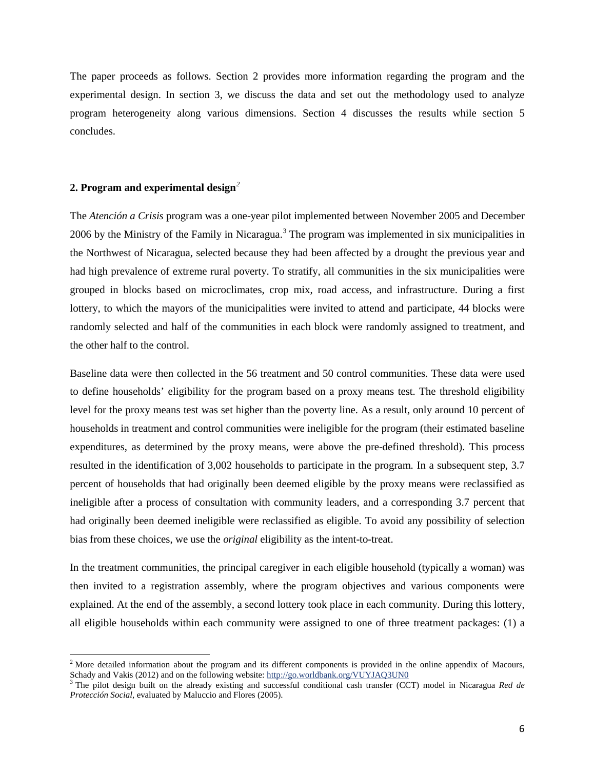The paper proceeds as follows. Section 2 provides more information regarding the program and the experimental design. In section 3, we discuss the data and set out the methodology used to analyze program heterogeneity along various dimensions. Section 4 discusses the results while section 5 concludes.

## 2. Program and experimental design[2]

The *Atención a Crisis* program was a one-year pilot implemented between November 2005 and December 2006 by the Ministry of the Family in Nicaragua.[3] The program was implemented in six municipalities in the Northwest of Nicaragua, selected because they had been affected by a drought the previous year and had high prevalence of extreme rural poverty. To stratify, all communities in the six municipalities were grouped in blocks based on microclimates, crop mix, road access, and infrastructure. During a first lottery, to which the mayors of the municipalities were invited to attend and participate, 44 blocks were randomly selected and half of the communities in each block were randomly assigned to treatment, and the other half to the control.

Baseline data were then collected in the 56 treatment and 50 control communities. These data were used to define households' eligibility for the program based on a proxy means test. The threshold eligibility level for the proxy means test was set higher than the poverty line. As a result, only around 10 percent of households in treatment and control communities were ineligible for the program (their estimated baseline expenditures, as determined by the proxy means, were above the pre-defined threshold). This process resulted in the identification of 3,002 households to participate in the program. In a subsequent step, 3.7 percent of households that had originally been deemed eligible by the proxy means were reclassified as ineligible after a process of consultation with community leaders, and a corresponding 3.7 percent that had originally been deemed ineligible were reclassified as eligible. To avoid any possibility of selection bias from these choices, we use the *original* eligibility as the intent-to-treat.

In the treatment communities, the principal caregiver in each eligible household (typically a woman) was then invited to a registration assembly, where the program objectives and various components were explained. At the end of the assembly, a second lottery took place in each community. During this lottery, all eligible households within each community were assigned to one of three treatment packages: (1) a

[2] More detailed information about the program and its different components is provided in the online appendix of Macours, Schady and Vakis (2012) and on the following website: http://go.worldbank.org/VUYJAQ3UN0

[3] The pilot design built on the already existing and successful conditional cash transfer (CCT) model in Nicaragua *Red de Protección Social*, evaluated by Maluccio and Flores (2005).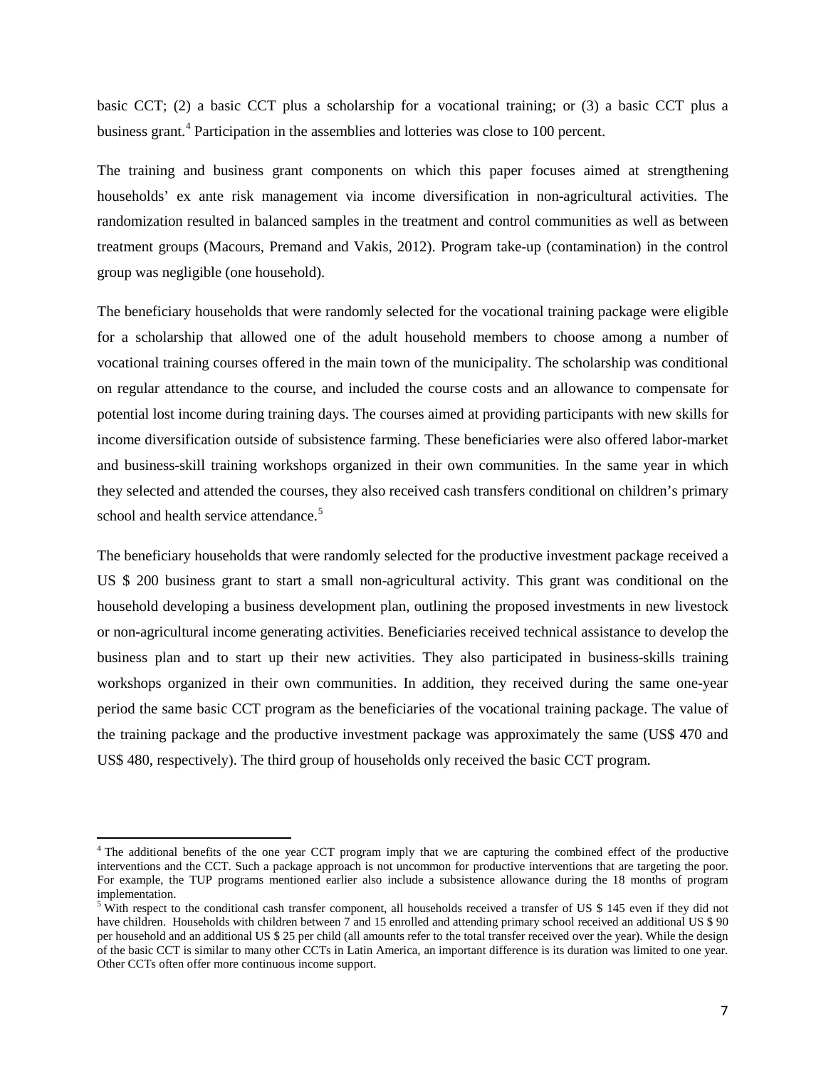basic CCT; (2) a basic CCT plus a scholarship for a vocational training; or (3) a basic CCT plus a business grant.[4] Participation in the assemblies and lotteries was close to 100 percent.

The training and business grant components on which this paper focuses aimed at strengthening households' ex ante risk management via income diversification in non-agricultural activities. The randomization resulted in balanced samples in the treatment and control communities as well as between treatment groups (Macours, Premand and Vakis, 2012). Program take-up (contamination) in the control group was negligible (one household).

The beneficiary households that were randomly selected for the vocational training package were eligible for a scholarship that allowed one of the adult household members to choose among a number of vocational training courses offered in the main town of the municipality. The scholarship was conditional on regular attendance to the course, and included the course costs and an allowance to compensate for potential lost income during training days. The courses aimed at providing participants with new skills for income diversification outside of subsistence farming. These beneficiaries were also offered labor-market and business-skill training workshops organized in their own communities. In the same year in which they selected and attended the courses, they also received cash transfers conditional on children's primary school and health service attendance.[5]

The beneficiary households that were randomly selected for the productive investment package received a US $ 200 business grant to start a small non-agricultural activity. This grant was conditional on the household developing a business development plan, outlining the proposed investments in new livestock or non-agricultural income generating activities. Beneficiaries received technical assistance to develop the business plan and to start up their new activities. They also participated in business-skills training workshops organized in their own communities. In addition, they received during the same one-year period the same basic CCT program as the beneficiaries of the vocational training package. The value of the training package and the productive investment package was approximately the same (US$ 470 and US$ 480, respectively). The third group of households only received the basic CCT program.

---

[4] The additional benefits of the one year CCT program imply that we are capturing the combined effect of the productive interventions and the CCT. Such a package approach is not uncommon for productive interventions that are targeting the poor. For example, the TUP programs mentioned earlier also include a subsistence allowance during the 18 months of program implementation.

[5] With respect to the conditional cash transfer component, all households received a transfer of US $ 145 even if they did not have children. Households with children between 7 and 15 enrolled and attending primary school received an additional US $ 90 per household and an additional US $ 25 per child (all amounts refer to the total transfer received over the year). While the design of the basic CCT is similar to many other CCTs in Latin America, an important difference is its duration was limited to one year. Other CCTs often offer more continuous income support.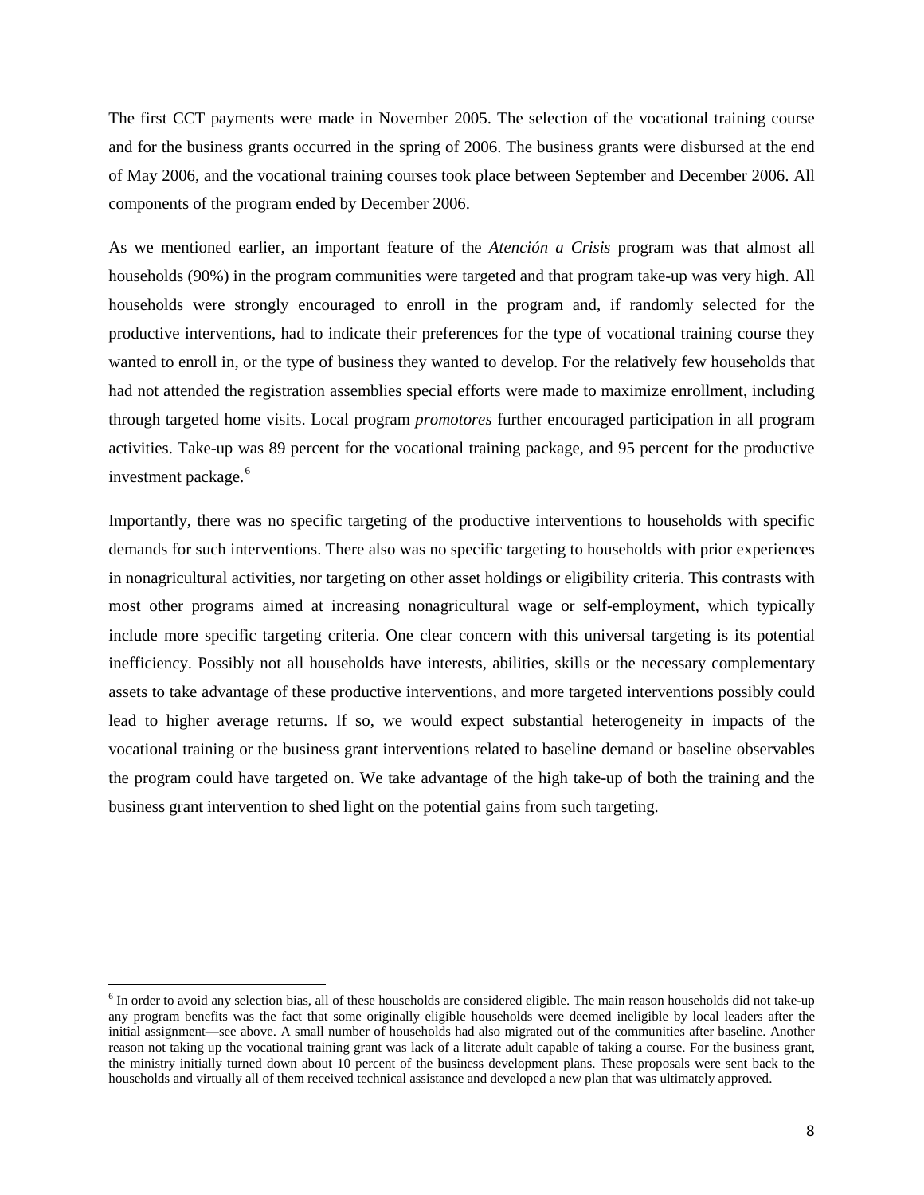The first CCT payments were made in November 2005. The selection of the vocational training course and for the business grants occurred in the spring of 2006. The business grants were disbursed at the end of May 2006, and the vocational training courses took place between September and December 2006. All components of the program ended by December 2006.

As we mentioned earlier, an important feature of the *Atención a Crisis* program was that almost all households (90%) in the program communities were targeted and that program take-up was very high. All households were strongly encouraged to enroll in the program and, if randomly selected for the productive interventions, had to indicate their preferences for the type of vocational training course they wanted to enroll in, or the type of business they wanted to develop. For the relatively few households that had not attended the registration assemblies special efforts were made to maximize enrollment, including through targeted home visits. Local program *promotores* further encouraged participation in all program activities. Take-up was 89 percent for the vocational training package, and 95 percent for the productive investment package.[6]

Importantly, there was no specific targeting of the productive interventions to households with specific demands for such interventions. There also was no specific targeting to households with prior experiences in nonagricultural activities, nor targeting on other asset holdings or eligibility criteria. This contrasts with most other programs aimed at increasing nonagricultural wage or self-employment, which typically include more specific targeting criteria. One clear concern with this universal targeting is its potential inefficiency. Possibly not all households have interests, abilities, skills or the necessary complementary assets to take advantage of these productive interventions, and more targeted interventions possibly could lead to higher average returns. If so, we would expect substantial heterogeneity in impacts of the vocational training or the business grant interventions related to baseline demand or baseline observables the program could have targeted on. We take advantage of the high take-up of both the training and the business grant intervention to shed light on the potential gains from such targeting.

[6] In order to avoid any selection bias, all of these households are considered eligible. The main reason households did not take-up any program benefits was the fact that some originally eligible households were deemed ineligible by local leaders after the initial assignment—see above. A small number of households had also migrated out of the communities after baseline. Another reason not taking up the vocational training grant was lack of a literate adult capable of taking a course. For the business grant, the ministry initially turned down about 10 percent of the business development plans. These proposals were sent back to the households and virtually all of them received technical assistance and developed a new plan that was ultimately approved.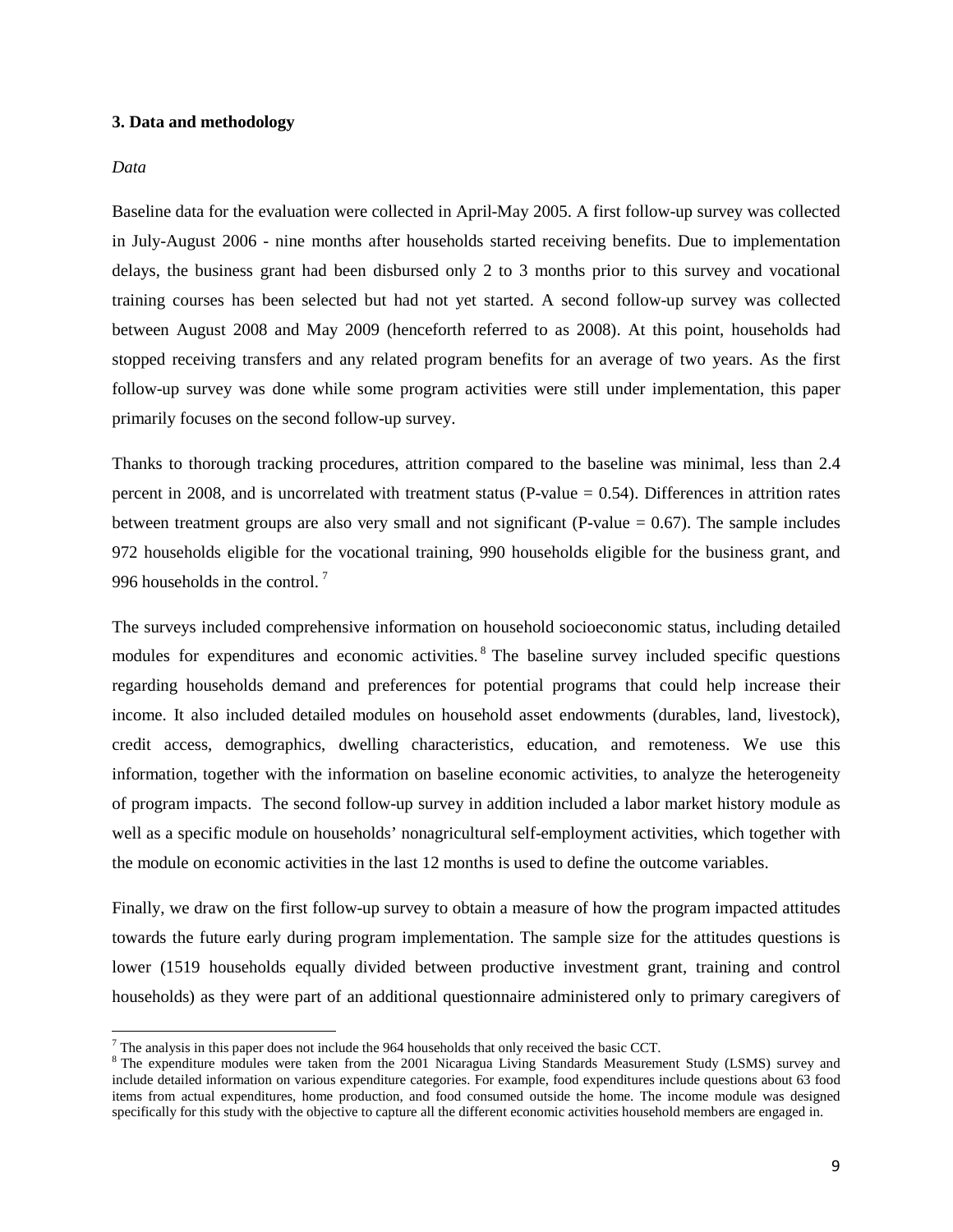### 3. Data and methodology

*Data*

Baseline data for the evaluation were collected in April-May 2005. A first follow-up survey was collected in July-August 2006 - nine months after households started receiving benefits. Due to implementation delays, the business grant had been disbursed only 2 to 3 months prior to this survey and vocational training courses has been selected but had not yet started. A second follow-up survey was collected between August 2008 and May 2009 (henceforth referred to as 2008). At this point, households had stopped receiving transfers and any related program benefits for an average of two years. As the first follow-up survey was done while some program activities were still under implementation, this paper primarily focuses on the second follow-up survey.

Thanks to thorough tracking procedures, attrition compared to the baseline was minimal, less than 2.4 percent in 2008, and is uncorrelated with treatment status (P-value = 0.54). Differences in attrition rates between treatment groups are also very small and not significant (P-value = 0.67). The sample includes 972 households eligible for the vocational training, 990 households eligible for the business grant, and 996 households in the control. [7]

The surveys included comprehensive information on household socioeconomic status, including detailed modules for expenditures and economic activities. [8] The baseline survey included specific questions regarding households demand and preferences for potential programs that could help increase their income. It also included detailed modules on household asset endowments (durables, land, livestock), credit access, demographics, dwelling characteristics, education, and remoteness. We use this information, together with the information on baseline economic activities, to analyze the heterogeneity of program impacts. The second follow-up survey in addition included a labor market history module as well as a specific module on households' nonagricultural self-employment activities, which together with the module on economic activities in the last 12 months is used to define the outcome variables.

Finally, we draw on the first follow-up survey to obtain a measure of how the program impacted attitudes towards the future early during program implementation. The sample size for the attitudes questions is lower (1519 households equally divided between productive investment grant, training and control households) as they were part of an additional questionnaire administered only to primary caregivers of

---

[7] The analysis in this paper does not include the 964 households that only received the basic CCT.

[8] The expenditure modules were taken from the 2001 Nicaragua Living Standards Measurement Study (LSMS) survey and include detailed information on various expenditure categories. For example, food expenditures include questions about 63 food items from actual expenditures, home production, and food consumed outside the home. The income module was designed specifically for this study with the objective to capture all the different economic activities household members are engaged in.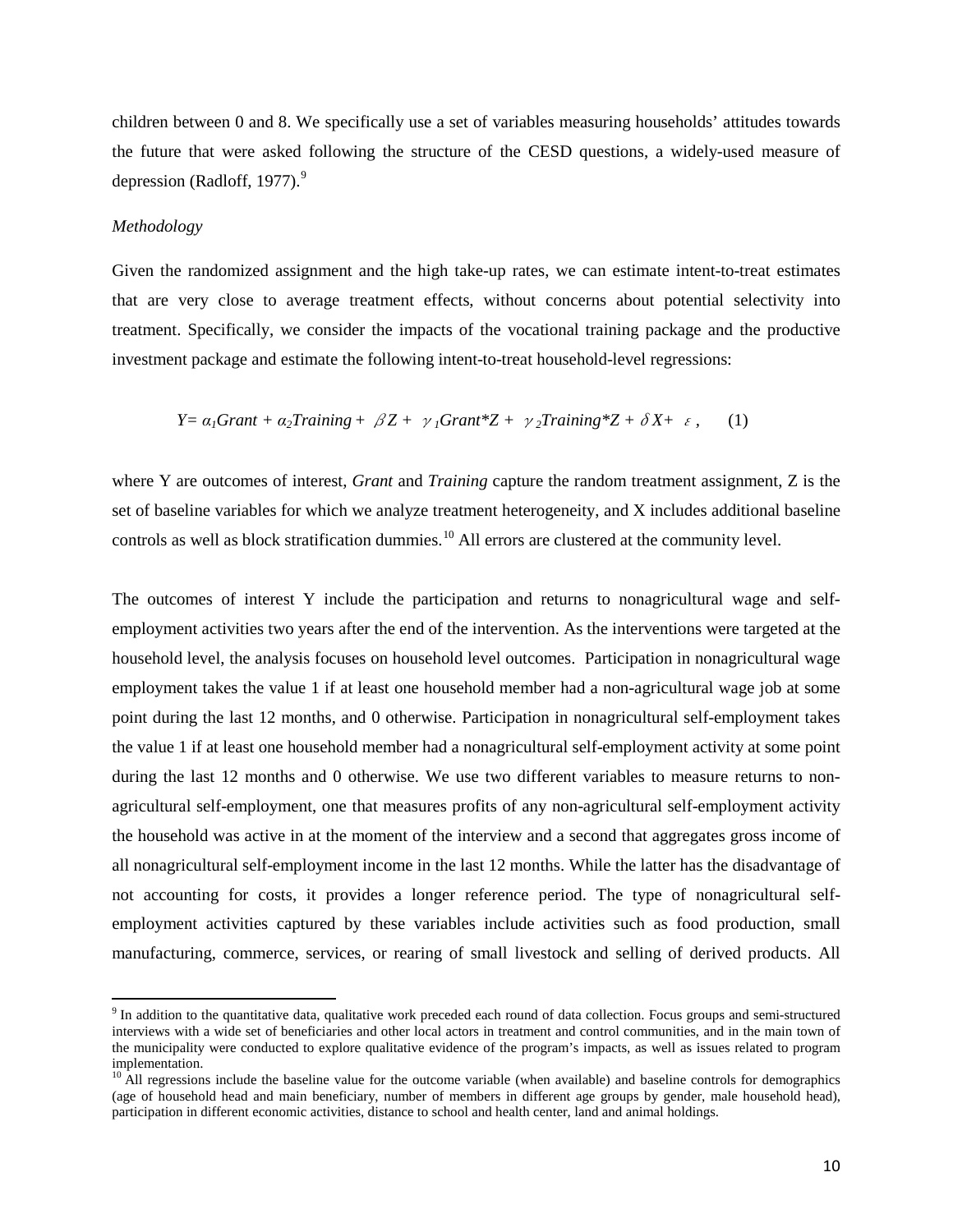children between 0 and 8. We specifically use a set of variables measuring households' attitudes towards the future that were asked following the structure of the CESD questions, a widely-used measure of depression (Radloff, 1977).[9]

*Methodology*

Given the randomized assignment and the high take-up rates, we can estimate intent-to-treat estimates that are very close to average treatment effects, without concerns about potential selectivity into treatment. Specifically, we consider the impacts of the vocational training package and the productive investment package and estimate the following intent-to-treat household-level regressions:

$$Y = \alpha_1 Grant + \alpha_2 Training + \beta Z + \gamma_1 Grant{*}Z + \gamma_2 Training{*}Z + \delta X + \varepsilon, \quad (1)$$

where Y are outcomes of interest, *Grant* and *Training* capture the random treatment assignment, Z is the set of baseline variables for which we analyze treatment heterogeneity, and X includes additional baseline controls as well as block stratification dummies.[10] All errors are clustered at the community level.

The outcomes of interest Y include the participation and returns to nonagricultural wage and self-employment activities two years after the end of the intervention. As the interventions were targeted at the household level, the analysis focuses on household level outcomes. Participation in nonagricultural wage employment takes the value 1 if at least one household member had a non-agricultural wage job at some point during the last 12 months, and 0 otherwise. Participation in nonagricultural self-employment takes the value 1 if at least one household member had a nonagricultural self-employment activity at some point during the last 12 months and 0 otherwise. We use two different variables to measure returns to non-agricultural self-employment, one that measures profits of any non-agricultural self-employment activity the household was active in at the moment of the interview and a second that aggregates gross income of all nonagricultural self-employment income in the last 12 months. While the latter has the disadvantage of not accounting for costs, it provides a longer reference period. The type of nonagricultural self-employment activities captured by these variables include activities such as food production, small manufacturing, commerce, services, or rearing of small livestock and selling of derived products. All

[9] In addition to the quantitative data, qualitative work preceded each round of data collection. Focus groups and semi-structured interviews with a wide set of beneficiaries and other local actors in treatment and control communities, and in the main town of the municipality were conducted to explore qualitative evidence of the program's impacts, as well as issues related to program implementation.

[10] All regressions include the baseline value for the outcome variable (when available) and baseline controls for demographics (age of household head and main beneficiary, number of members in different age groups by gender, male household head), participation in different economic activities, distance to school and health center, land and animal holdings.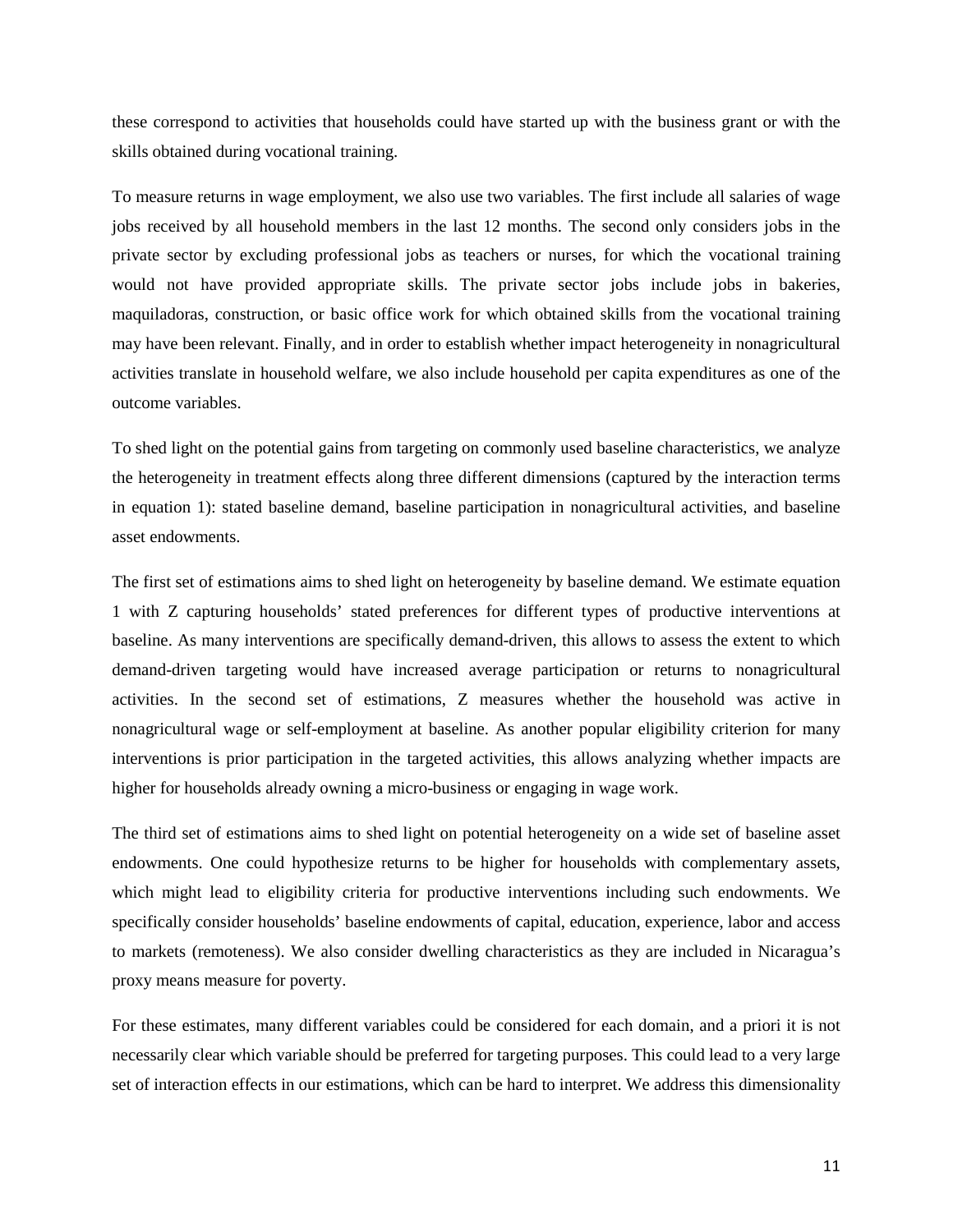these correspond to activities that households could have started up with the business grant or with the skills obtained during vocational training.

To measure returns in wage employment, we also use two variables. The first include all salaries of wage jobs received by all household members in the last 12 months. The second only considers jobs in the private sector by excluding professional jobs as teachers or nurses, for which the vocational training would not have provided appropriate skills. The private sector jobs include jobs in bakeries, maquiladoras, construction, or basic office work for which obtained skills from the vocational training may have been relevant. Finally, and in order to establish whether impact heterogeneity in nonagricultural activities translate in household welfare, we also include household per capita expenditures as one of the outcome variables.

To shed light on the potential gains from targeting on commonly used baseline characteristics, we analyze the heterogeneity in treatment effects along three different dimensions (captured by the interaction terms in equation 1): stated baseline demand, baseline participation in nonagricultural activities, and baseline asset endowments.

The first set of estimations aims to shed light on heterogeneity by baseline demand. We estimate equation 1 with Z capturing households' stated preferences for different types of productive interventions at baseline. As many interventions are specifically demand-driven, this allows to assess the extent to which demand-driven targeting would have increased average participation or returns to nonagricultural activities. In the second set of estimations, Z measures whether the household was active in nonagricultural wage or self-employment at baseline. As another popular eligibility criterion for many interventions is prior participation in the targeted activities, this allows analyzing whether impacts are higher for households already owning a micro-business or engaging in wage work.

The third set of estimations aims to shed light on potential heterogeneity on a wide set of baseline asset endowments. One could hypothesize returns to be higher for households with complementary assets, which might lead to eligibility criteria for productive interventions including such endowments. We specifically consider households' baseline endowments of capital, education, experience, labor and access to markets (remoteness). We also consider dwelling characteristics as they are included in Nicaragua's proxy means measure for poverty.

For these estimates, many different variables could be considered for each domain, and a priori it is not necessarily clear which variable should be preferred for targeting purposes. This could lead to a very large set of interaction effects in our estimations, which can be hard to interpret. We address this dimensionality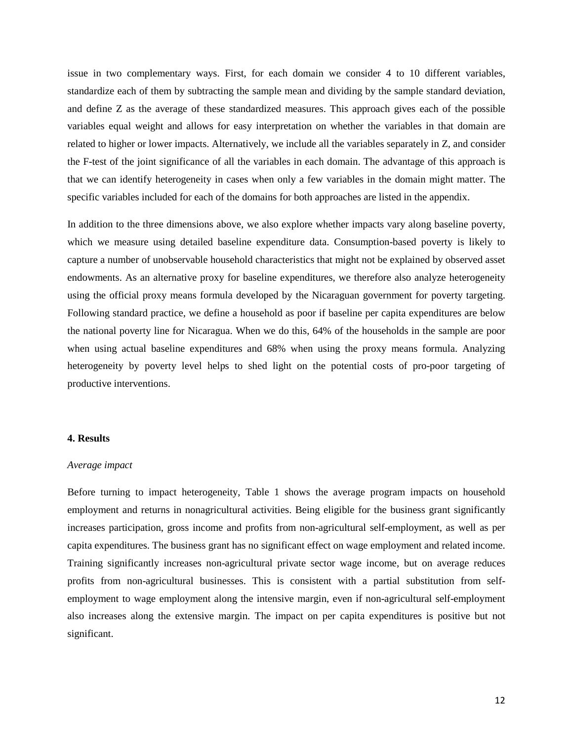issue in two complementary ways. First, for each domain we consider 4 to 10 different variables, standardize each of them by subtracting the sample mean and dividing by the sample standard deviation, and define Z as the average of these standardized measures. This approach gives each of the possible variables equal weight and allows for easy interpretation on whether the variables in that domain are related to higher or lower impacts. Alternatively, we include all the variables separately in Z, and consider the F-test of the joint significance of all the variables in each domain. The advantage of this approach is that we can identify heterogeneity in cases when only a few variables in the domain might matter. The specific variables included for each of the domains for both approaches are listed in the appendix.

In addition to the three dimensions above, we also explore whether impacts vary along baseline poverty, which we measure using detailed baseline expenditure data. Consumption-based poverty is likely to capture a number of unobservable household characteristics that might not be explained by observed asset endowments. As an alternative proxy for baseline expenditures, we therefore also analyze heterogeneity using the official proxy means formula developed by the Nicaraguan government for poverty targeting. Following standard practice, we define a household as poor if baseline per capita expenditures are below the national poverty line for Nicaragua. When we do this, 64% of the households in the sample are poor when using actual baseline expenditures and 68% when using the proxy means formula. Analyzing heterogeneity by poverty level helps to shed light on the potential costs of pro-poor targeting of productive interventions.

## 4. Results

*Average impact*

Before turning to impact heterogeneity, Table 1 shows the average program impacts on household employment and returns in nonagricultural activities. Being eligible for the business grant significantly increases participation, gross income and profits from non-agricultural self-employment, as well as per capita expenditures. The business grant has no significant effect on wage employment and related income. Training significantly increases non-agricultural private sector wage income, but on average reduces profits from non-agricultural businesses. This is consistent with a partial substitution from self-employment to wage employment along the intensive margin, even if non-agricultural self-employment also increases along the extensive margin. The impact on per capita expenditures is positive but not significant.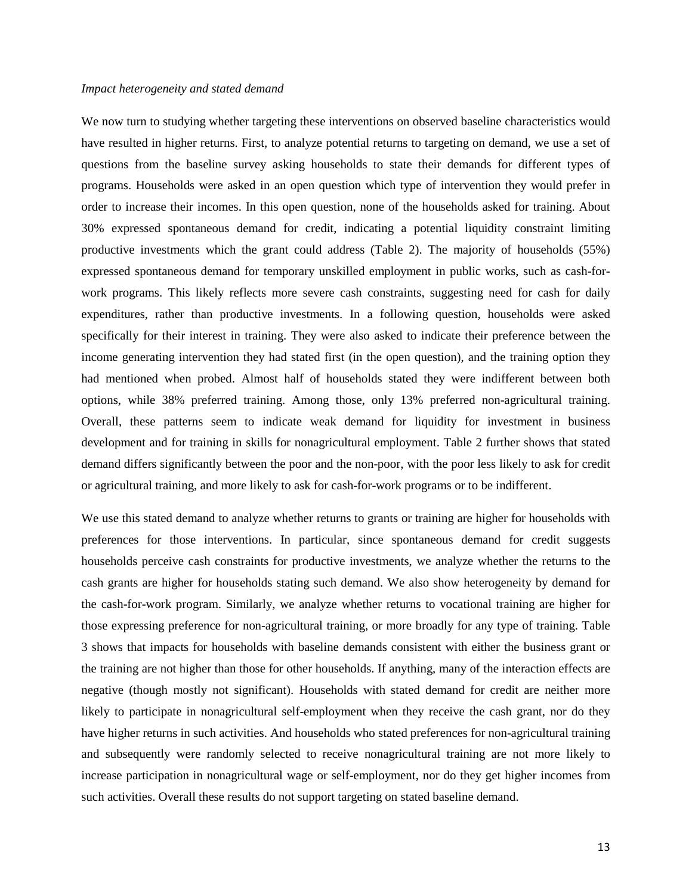*Impact heterogeneity and stated demand*

We now turn to studying whether targeting these interventions on observed baseline characteristics would have resulted in higher returns. First, to analyze potential returns to targeting on demand, we use a set of questions from the baseline survey asking households to state their demands for different types of programs. Households were asked in an open question which type of intervention they would prefer in order to increase their incomes. In this open question, none of the households asked for training. About 30% expressed spontaneous demand for credit, indicating a potential liquidity constraint limiting productive investments which the grant could address (Table 2). The majority of households (55%) expressed spontaneous demand for temporary unskilled employment in public works, such as cash-for-work programs. This likely reflects more severe cash constraints, suggesting need for cash for daily expenditures, rather than productive investments. In a following question, households were asked specifically for their interest in training. They were also asked to indicate their preference between the income generating intervention they had stated first (in the open question), and the training option they had mentioned when probed. Almost half of households stated they were indifferent between both options, while 38% preferred training. Among those, only 13% preferred non-agricultural training. Overall, these patterns seem to indicate weak demand for liquidity for investment in business development and for training in skills for nonagricultural employment. Table 2 further shows that stated demand differs significantly between the poor and the non-poor, with the poor less likely to ask for credit or agricultural training, and more likely to ask for cash-for-work programs or to be indifferent.

We use this stated demand to analyze whether returns to grants or training are higher for households with preferences for those interventions. In particular, since spontaneous demand for credit suggests households perceive cash constraints for productive investments, we analyze whether the returns to the cash grants are higher for households stating such demand. We also show heterogeneity by demand for the cash-for-work program. Similarly, we analyze whether returns to vocational training are higher for those expressing preference for non-agricultural training, or more broadly for any type of training. Table 3 shows that impacts for households with baseline demands consistent with either the business grant or the training are not higher than those for other households. If anything, many of the interaction effects are negative (though mostly not significant). Households with stated demand for credit are neither more likely to participate in nonagricultural self-employment when they receive the cash grant, nor do they have higher returns in such activities. And households who stated preferences for non-agricultural training and subsequently were randomly selected to receive nonagricultural training are not more likely to increase participation in nonagricultural wage or self-employment, nor do they get higher incomes from such activities. Overall these results do not support targeting on stated baseline demand.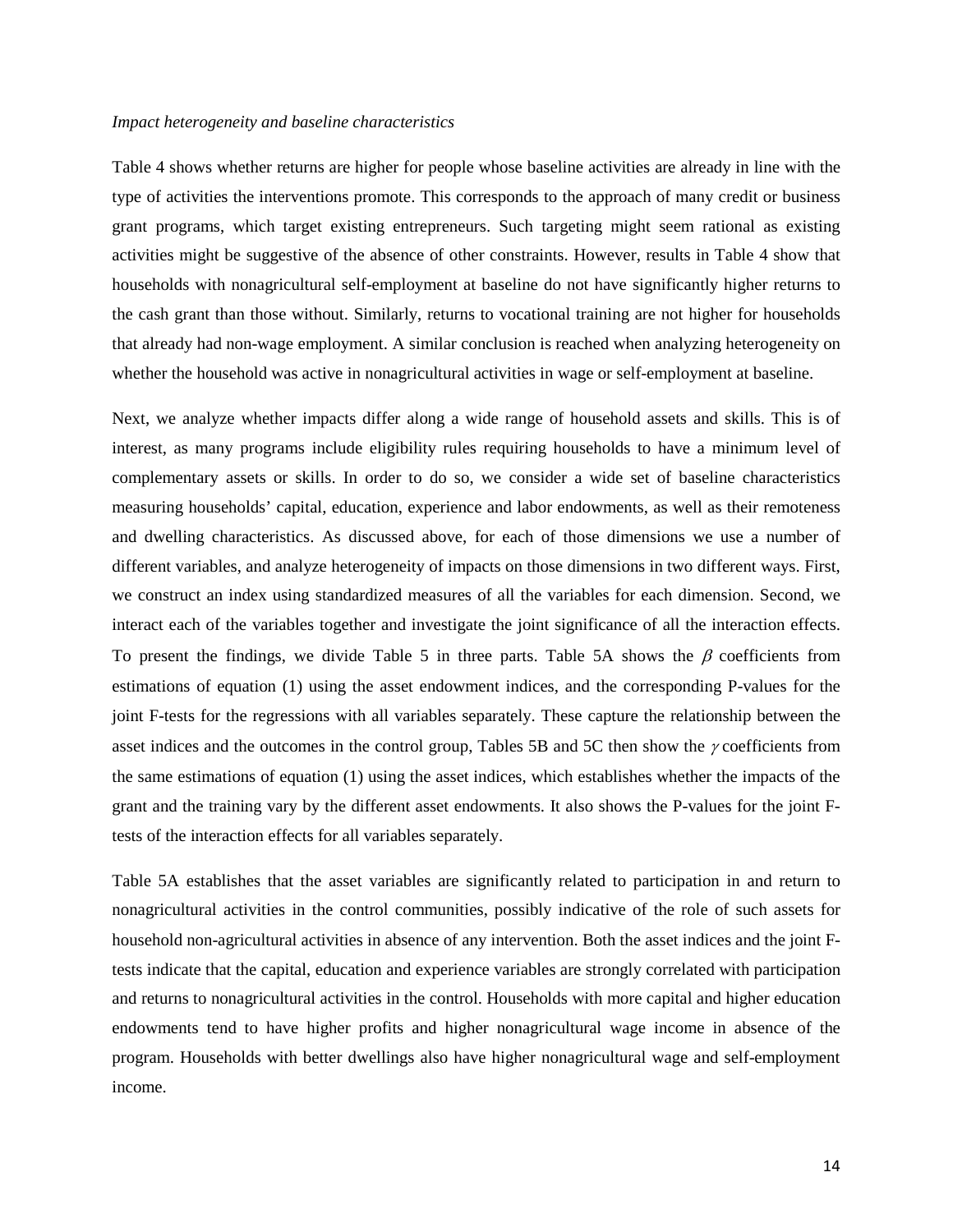*Impact heterogeneity and baseline characteristics*

Table 4 shows whether returns are higher for people whose baseline activities are already in line with the type of activities the interventions promote. This corresponds to the approach of many credit or business grant programs, which target existing entrepreneurs. Such targeting might seem rational as existing activities might be suggestive of the absence of other constraints. However, results in Table 4 show that households with nonagricultural self-employment at baseline do not have significantly higher returns to the cash grant than those without. Similarly, returns to vocational training are not higher for households that already had non-wage employment. A similar conclusion is reached when analyzing heterogeneity on whether the household was active in nonagricultural activities in wage or self-employment at baseline.

Next, we analyze whether impacts differ along a wide range of household assets and skills. This is of interest, as many programs include eligibility rules requiring households to have a minimum level of complementary assets or skills. In order to do so, we consider a wide set of baseline characteristics measuring households' capital, education, experience and labor endowments, as well as their remoteness and dwelling characteristics. As discussed above, for each of those dimensions we use a number of different variables, and analyze heterogeneity of impacts on those dimensions in two different ways. First, we construct an index using standardized measures of all the variables for each dimension. Second, we interact each of the variables together and investigate the joint significance of all the interaction effects. To present the findings, we divide Table 5 in three parts. Table 5A shows the $\beta$ coefficients from estimations of equation (1) using the asset endowment indices, and the corresponding P-values for the joint F-tests for the regressions with all variables separately. These capture the relationship between the asset indices and the outcomes in the control group, Tables 5B and 5C then show the $\gamma$ coefficients from the same estimations of equation (1) using the asset indices, which establishes whether the impacts of the grant and the training vary by the different asset endowments. It also shows the P-values for the joint F-tests of the interaction effects for all variables separately.

Table 5A establishes that the asset variables are significantly related to participation in and return to nonagricultural activities in the control communities, possibly indicative of the role of such assets for household non-agricultural activities in absence of any intervention. Both the asset indices and the joint F-tests indicate that the capital, education and experience variables are strongly correlated with participation and returns to nonagricultural activities in the control. Households with more capital and higher education endowments tend to have higher profits and higher nonagricultural wage income in absence of the program. Households with better dwellings also have higher nonagricultural wage and self-employment income.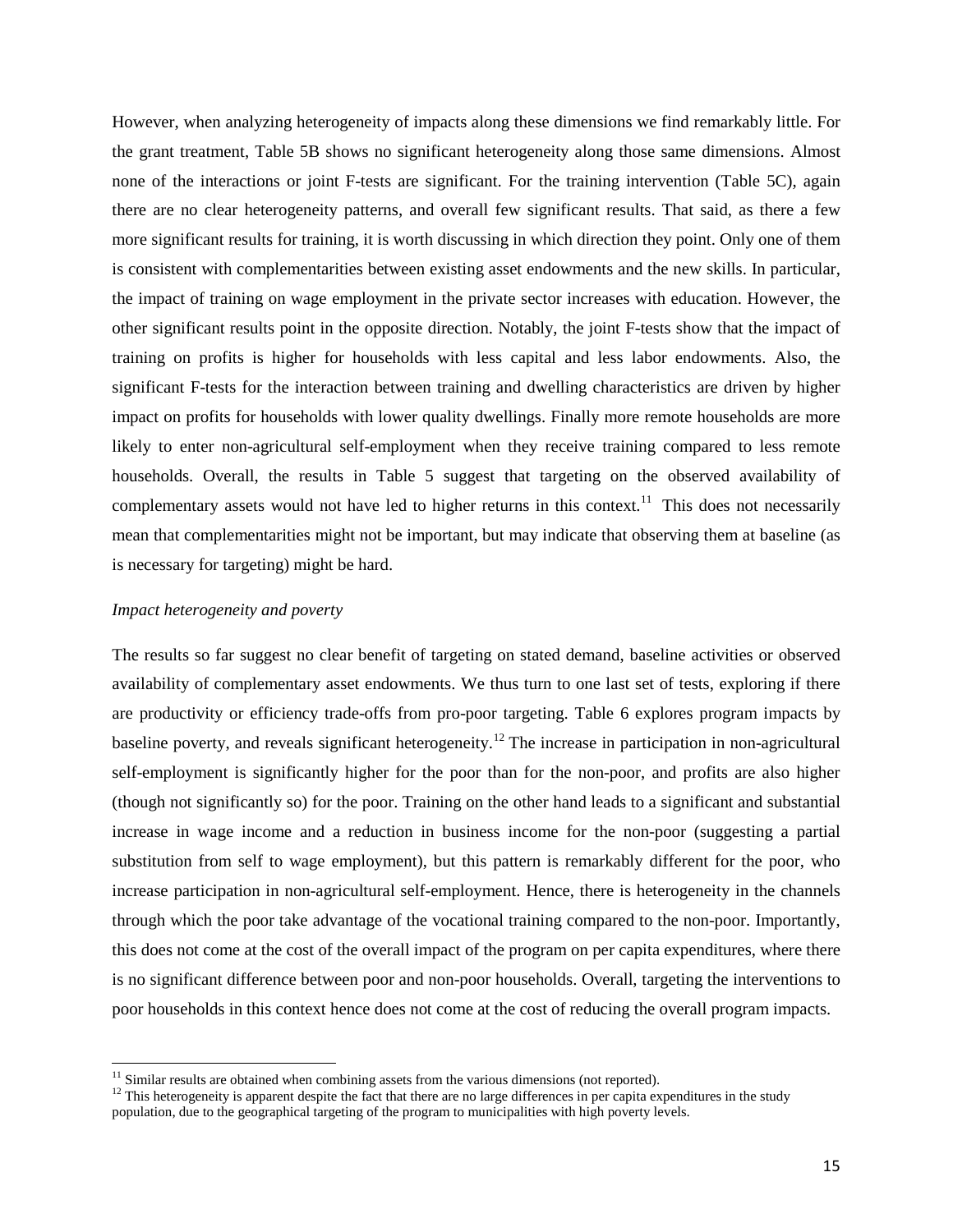However, when analyzing heterogeneity of impacts along these dimensions we find remarkably little. For the grant treatment, Table 5B shows no significant heterogeneity along those same dimensions. Almost none of the interactions or joint F-tests are significant. For the training intervention (Table 5C), again there are no clear heterogeneity patterns, and overall few significant results. That said, as there a few more significant results for training, it is worth discussing in which direction they point. Only one of them is consistent with complementarities between existing asset endowments and the new skills. In particular, the impact of training on wage employment in the private sector increases with education. However, the other significant results point in the opposite direction. Notably, the joint F-tests show that the impact of training on profits is higher for households with less capital and less labor endowments. Also, the significant F-tests for the interaction between training and dwelling characteristics are driven by higher impact on profits for households with lower quality dwellings. Finally more remote households are more likely to enter non-agricultural self-employment when they receive training compared to less remote households. Overall, the results in Table 5 suggest that targeting on the observed availability of complementary assets would not have led to higher returns in this context.[11] This does not necessarily mean that complementarities might not be important, but may indicate that observing them at baseline (as is necessary for targeting) might be hard.

*Impact heterogeneity and poverty*

The results so far suggest no clear benefit of targeting on stated demand, baseline activities or observed availability of complementary asset endowments. We thus turn to one last set of tests, exploring if there are productivity or efficiency trade-offs from pro-poor targeting. Table 6 explores program impacts by baseline poverty, and reveals significant heterogeneity.[12] The increase in participation in non-agricultural self-employment is significantly higher for the poor than for the non-poor, and profits are also higher (though not significantly so) for the poor. Training on the other hand leads to a significant and substantial increase in wage income and a reduction in business income for the non-poor (suggesting a partial substitution from self to wage employment), but this pattern is remarkably different for the poor, who increase participation in non-agricultural self-employment. Hence, there is heterogeneity in the channels through which the poor take advantage of the vocational training compared to the non-poor. Importantly, this does not come at the cost of the overall impact of the program on per capita expenditures, where there is no significant difference between poor and non-poor households. Overall, targeting the interventions to poor households in this context hence does not come at the cost of reducing the overall program impacts.

[11] Similar results are obtained when combining assets from the various dimensions (not reported).

[12] This heterogeneity is apparent despite the fact that there are no large differences in per capita expenditures in the study population, due to the geographical targeting of the program to municipalities with high poverty levels.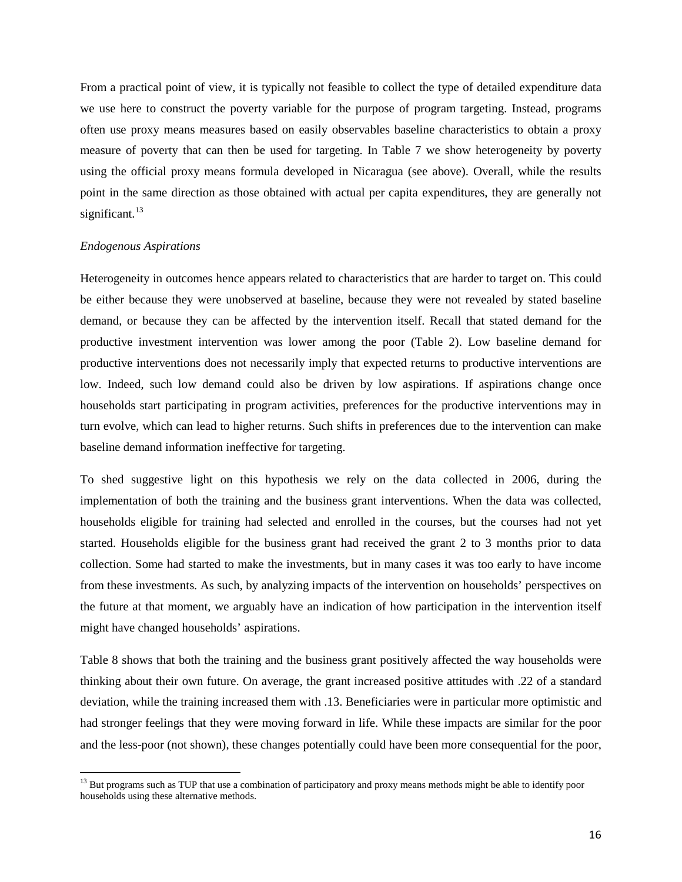From a practical point of view, it is typically not feasible to collect the type of detailed expenditure data we use here to construct the poverty variable for the purpose of program targeting. Instead, programs often use proxy means measures based on easily observables baseline characteristics to obtain a proxy measure of poverty that can then be used for targeting. In Table 7 we show heterogeneity by poverty using the official proxy means formula developed in Nicaragua (see above). Overall, while the results point in the same direction as those obtained with actual per capita expenditures, they are generally not significant.[13]

*Endogenous Aspirations*

Heterogeneity in outcomes hence appears related to characteristics that are harder to target on. This could be either because they were unobserved at baseline, because they were not revealed by stated baseline demand, or because they can be affected by the intervention itself. Recall that stated demand for the productive investment intervention was lower among the poor (Table 2). Low baseline demand for productive interventions does not necessarily imply that expected returns to productive interventions are low. Indeed, such low demand could also be driven by low aspirations. If aspirations change once households start participating in program activities, preferences for the productive interventions may in turn evolve, which can lead to higher returns. Such shifts in preferences due to the intervention can make baseline demand information ineffective for targeting.

To shed suggestive light on this hypothesis we rely on the data collected in 2006, during the implementation of both the training and the business grant interventions. When the data was collected, households eligible for training had selected and enrolled in the courses, but the courses had not yet started. Households eligible for the business grant had received the grant 2 to 3 months prior to data collection. Some had started to make the investments, but in many cases it was too early to have income from these investments. As such, by analyzing impacts of the intervention on households' perspectives on the future at that moment, we arguably have an indication of how participation in the intervention itself might have changed households' aspirations.

Table 8 shows that both the training and the business grant positively affected the way households were thinking about their own future. On average, the grant increased positive attitudes with .22 of a standard deviation, while the training increased them with .13. Beneficiaries were in particular more optimistic and had stronger feelings that they were moving forward in life. While these impacts are similar for the poor and the less-poor (not shown), these changes potentially could have been more consequential for the poor,

[13] But programs such as TUP that use a combination of participatory and proxy means methods might be able to identify poor households using these alternative methods.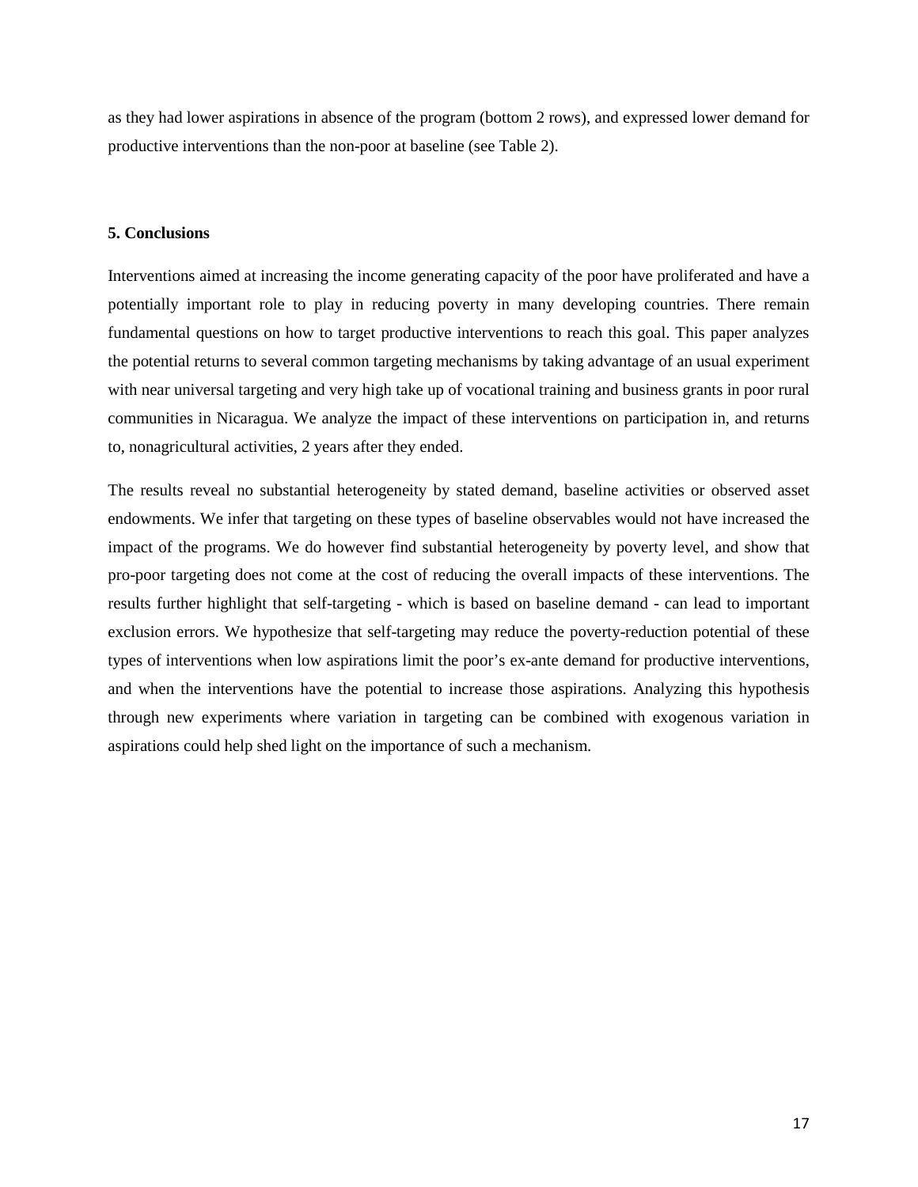as they had lower aspirations in absence of the program (bottom 2 rows), and expressed lower demand for productive interventions than the non-poor at baseline (see Table 2).

## 5. Conclusions

Interventions aimed at increasing the income generating capacity of the poor have proliferated and have a potentially important role to play in reducing poverty in many developing countries. There remain fundamental questions on how to target productive interventions to reach this goal. This paper analyzes the potential returns to several common targeting mechanisms by taking advantage of an usual experiment with near universal targeting and very high take up of vocational training and business grants in poor rural communities in Nicaragua. We analyze the impact of these interventions on participation in, and returns to, nonagricultural activities, 2 years after they ended.

The results reveal no substantial heterogeneity by stated demand, baseline activities or observed asset endowments. We infer that targeting on these types of baseline observables would not have increased the impact of the programs. We do however find substantial heterogeneity by poverty level, and show that pro-poor targeting does not come at the cost of reducing the overall impacts of these interventions. The results further highlight that self-targeting - which is based on baseline demand - can lead to important exclusion errors. We hypothesize that self-targeting may reduce the poverty-reduction potential of these types of interventions when low aspirations limit the poor's ex-ante demand for productive interventions, and when the interventions have the potential to increase those aspirations. Analyzing this hypothesis through new experiments where variation in targeting can be combined with exogenous variation in aspirations could help shed light on the importance of such a mechanism.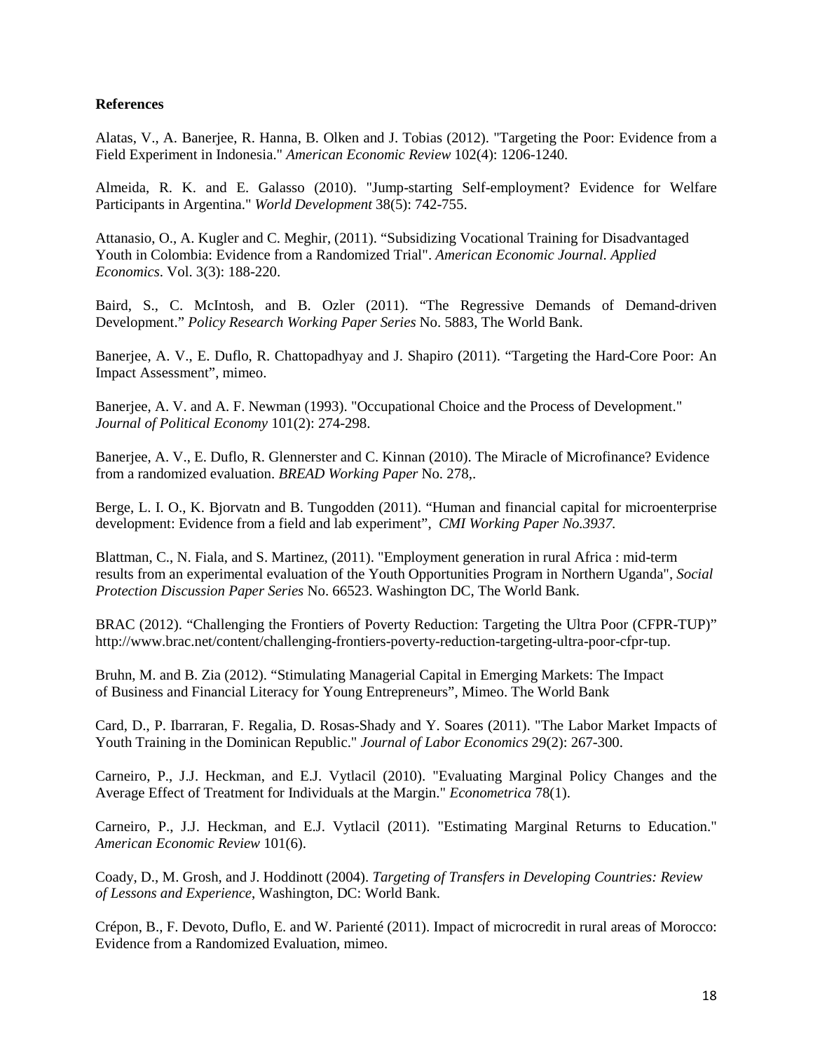**References**

Alatas, V., A. Banerjee, R. Hanna, B. Olken and J. Tobias (2012). "Targeting the Poor: Evidence from a Field Experiment in Indonesia." *American Economic Review* 102(4): 1206-1240.

Almeida, R. K. and E. Galasso (2010). "Jump-starting Self-employment? Evidence for Welfare Participants in Argentina." *World Development* 38(5): 742-755.

Attanasio, O., A. Kugler and C. Meghir, (2011). "Subsidizing Vocational Training for Disadvantaged Youth in Colombia: Evidence from a Randomized Trial". *American Economic Journal. Applied Economics*. Vol. 3(3): 188-220.

Baird, S., C. McIntosh, and B. Ozler (2011). "The Regressive Demands of Demand-driven Development." *Policy Research Working Paper Series* No. 5883, The World Bank.

Banerjee, A. V., E. Duflo, R. Chattopadhyay and J. Shapiro (2011). "Targeting the Hard-Core Poor: An Impact Assessment", mimeo.

Banerjee, A. V. and A. F. Newman (1993). "Occupational Choice and the Process of Development." *Journal of Political Economy* 101(2): 274-298.

Banerjee, A. V., E. Duflo, R. Glennerster and C. Kinnan (2010). The Miracle of Microfinance? Evidence from a randomized evaluation. *BREAD Working Paper* No. 278,.

Berge, L. I. O., K. Bjorvatn and B. Tungodden (2011). "Human and financial capital for microenterprise development: Evidence from a field and lab experiment", *CMI Working Paper No.3937.*

Blattman, C., N. Fiala, and S. Martinez, (2011). "Employment generation in rural Africa : mid-term results from an experimental evaluation of the Youth Opportunities Program in Northern Uganda", *Social Protection Discussion Paper Series* No. 66523. Washington DC, The World Bank.

BRAC (2012). "Challenging the Frontiers of Poverty Reduction: Targeting the Ultra Poor (CFPR-TUP)" http://www.brac.net/content/challenging-frontiers-poverty-reduction-targeting-ultra-poor-cfpr-tup.

Bruhn, M. and B. Zia (2012). "Stimulating Managerial Capital in Emerging Markets: The Impact of Business and Financial Literacy for Young Entrepreneurs", Mimeo. The World Bank

Card, D., P. Ibarraran, F. Regalia, D. Rosas-Shady and Y. Soares (2011). "The Labor Market Impacts of Youth Training in the Dominican Republic." *Journal of Labor Economics* 29(2): 267-300.

Carneiro, P., J.J. Heckman, and E.J. Vytlacil (2010). "Evaluating Marginal Policy Changes and the Average Effect of Treatment for Individuals at the Margin." *Econometrica* 78(1).

Carneiro, P., J.J. Heckman, and E.J. Vytlacil (2011). "Estimating Marginal Returns to Education." *American Economic Review* 101(6).

Coady, D., M. Grosh, and J. Hoddinott (2004). *Targeting of Transfers in Developing Countries: Review of Lessons and Experience*, Washington, DC: World Bank.

Crépon, B., F. Devoto, Duflo, E. and W. Parienté (2011). Impact of microcredit in rural areas of Morocco: Evidence from a Randomized Evaluation, mimeo.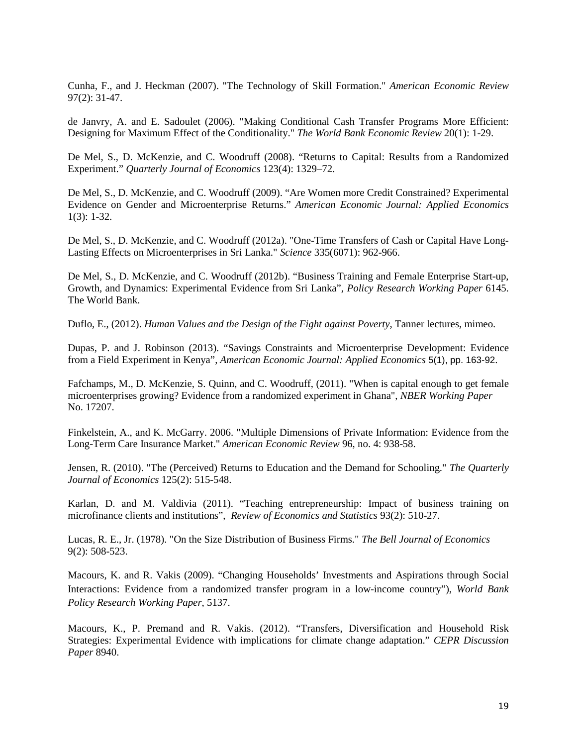Cunha, F., and J. Heckman (2007). "The Technology of Skill Formation." *American Economic Review* 97(2): 31-47.

de Janvry, A. and E. Sadoulet (2006). "Making Conditional Cash Transfer Programs More Efficient: Designing for Maximum Effect of the Conditionality." *The World Bank Economic Review* 20(1): 1-29.

De Mel, S., D. McKenzie, and C. Woodruff (2008). "Returns to Capital: Results from a Randomized Experiment." *Quarterly Journal of Economics* 123(4): 1329–72.

De Mel, S., D. McKenzie, and C. Woodruff (2009). "Are Women more Credit Constrained? Experimental Evidence on Gender and Microenterprise Returns." *American Economic Journal: Applied Economics* 1(3): 1-32.

De Mel, S., D. McKenzie, and C. Woodruff (2012a). "One-Time Transfers of Cash or Capital Have Long-Lasting Effects on Microenterprises in Sri Lanka." *Science* 335(6071): 962-966.

De Mel, S., D. McKenzie, and C. Woodruff (2012b). "Business Training and Female Enterprise Start-up, Growth, and Dynamics: Experimental Evidence from Sri Lanka", *Policy Research Working Paper* 6145. The World Bank.

Duflo, E., (2012). *Human Values and the Design of the Fight against Poverty*, Tanner lectures, mimeo.

Dupas, P. and J. Robinson (2013). "Savings Constraints and Microenterprise Development: Evidence from a Field Experiment in Kenya", *American Economic Journal: Applied Economics* 5(1), pp. 163-92.

Fafchamps, M., D. McKenzie, S. Quinn, and C. Woodruff, (2011). "When is capital enough to get female microenterprises growing? Evidence from a randomized experiment in Ghana", *NBER Working Paper* No. 17207.

Finkelstein, A., and K. McGarry. 2006. "Multiple Dimensions of Private Information: Evidence from the Long-Term Care Insurance Market." *American Economic Review* 96, no. 4: 938-58.

Jensen, R. (2010). "The (Perceived) Returns to Education and the Demand for Schooling." *The Quarterly Journal of Economics* 125(2): 515-548.

Karlan, D. and M. Valdivia (2011). "Teaching entrepreneurship: Impact of business training on microfinance clients and institutions", *Review of Economics and Statistics* 93(2): 510-27.

Lucas, R. E., Jr. (1978). "On the Size Distribution of Business Firms." *The Bell Journal of Economics* 9(2): 508-523.

Macours, K. and R. Vakis (2009). "Changing Households' Investments and Aspirations through Social Interactions: Evidence from a randomized transfer program in a low-income country"), *World Bank Policy Research Working Paper*, 5137.

Macours, K., P. Premand and R. Vakis. (2012). "Transfers, Diversification and Household Risk Strategies: Experimental Evidence with implications for climate change adaptation." *CEPR Discussion Paper* 8940.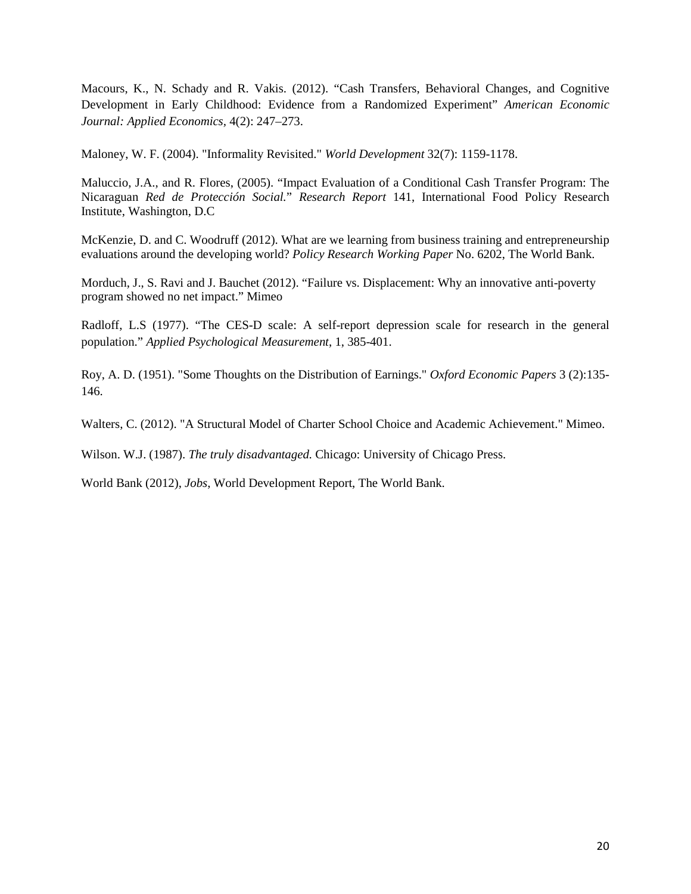Macours, K., N. Schady and R. Vakis. (2012). "Cash Transfers, Behavioral Changes, and Cognitive Development in Early Childhood: Evidence from a Randomized Experiment" *American Economic Journal: Applied Economics*, 4(2): 247–273.

Maloney, W. F. (2004). "Informality Revisited." *World Development* 32(7): 1159-1178.

Maluccio, J.A., and R. Flores, (2005). "Impact Evaluation of a Conditional Cash Transfer Program: The Nicaraguan *Red de Protección Social.*" *Research Report* 141, International Food Policy Research Institute, Washington, D.C

McKenzie, D. and C. Woodruff (2012). What are we learning from business training and entrepreneurship evaluations around the developing world? *Policy Research Working Paper* No. 6202, The World Bank.

Morduch, J., S. Ravi and J. Bauchet (2012). "Failure vs. Displacement: Why an innovative anti-poverty program showed no net impact." Mimeo

Radloff, L.S (1977). "The CES-D scale: A self-report depression scale for research in the general population." *Applied Psychological Measurement*, 1, 385-401.

Roy, A. D. (1951). "Some Thoughts on the Distribution of Earnings." *Oxford Economic Papers* 3 (2):135-146.

Walters, C. (2012). "A Structural Model of Charter School Choice and Academic Achievement." Mimeo.

Wilson. W.J. (1987). *The truly disadvantaged.* Chicago: University of Chicago Press.

World Bank (2012), *Jobs*, World Development Report, The World Bank.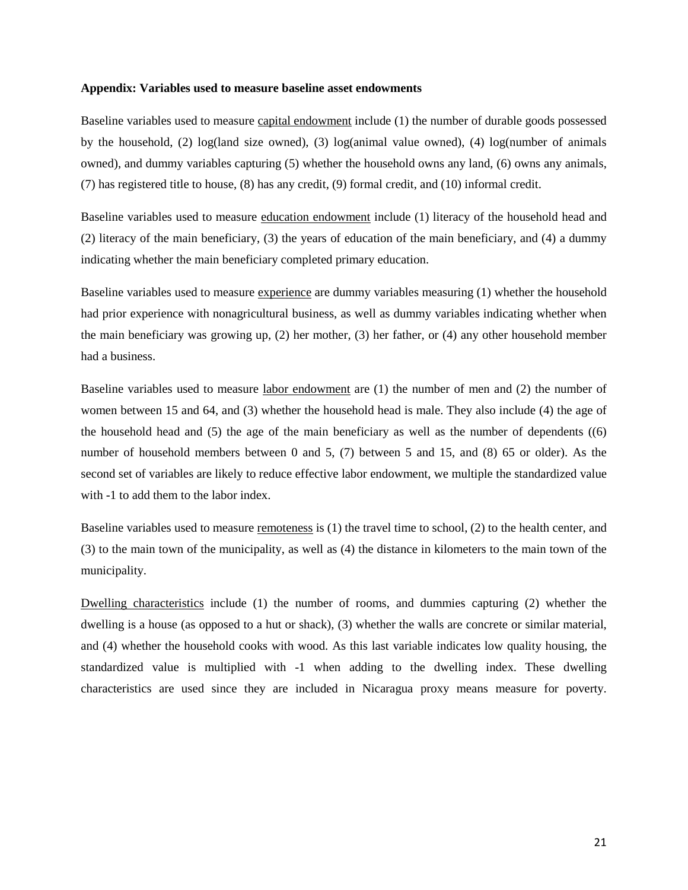**Appendix: Variables used to measure baseline asset endowments**

Baseline variables used to measure <u>capital endowment</u> include (1) the number of durable goods possessed by the household, (2) log(land size owned), (3) log(animal value owned), (4) log(number of animals owned), and dummy variables capturing (5) whether the household owns any land, (6) owns any animals, (7) has registered title to house, (8) has any credit, (9) formal credit, and (10) informal credit.

Baseline variables used to measure <u>education endowment</u> include (1) literacy of the household head and (2) literacy of the main beneficiary, (3) the years of education of the main beneficiary, and (4) a dummy indicating whether the main beneficiary completed primary education.

Baseline variables used to measure <u>experience</u> are dummy variables measuring (1) whether the household had prior experience with nonagricultural business, as well as dummy variables indicating whether when the main beneficiary was growing up, (2) her mother, (3) her father, or (4) any other household member had a business.

Baseline variables used to measure <u>labor endowment</u> are (1) the number of men and (2) the number of women between 15 and 64, and (3) whether the household head is male. They also include (4) the age of the household head and (5) the age of the main beneficiary as well as the number of dependents ((6) number of household members between 0 and 5, (7) between 5 and 15, and (8) 65 or older). As the second set of variables are likely to reduce effective labor endowment, we multiple the standardized value with -1 to add them to the labor index.

Baseline variables used to measure <u>remoteness</u> is (1) the travel time to school, (2) to the health center, and (3) to the main town of the municipality, as well as (4) the distance in kilometers to the main town of the municipality.

<u>Dwelling characteristics</u> include (1) the number of rooms, and dummies capturing (2) whether the dwelling is a house (as opposed to a hut or shack), (3) whether the walls are concrete or similar material, and (4) whether the household cooks with wood. As this last variable indicates low quality housing, the standardized value is multiplied with -1 when adding to the dwelling index. These dwelling characteristics are used since they are included in Nicaragua proxy means measure for poverty.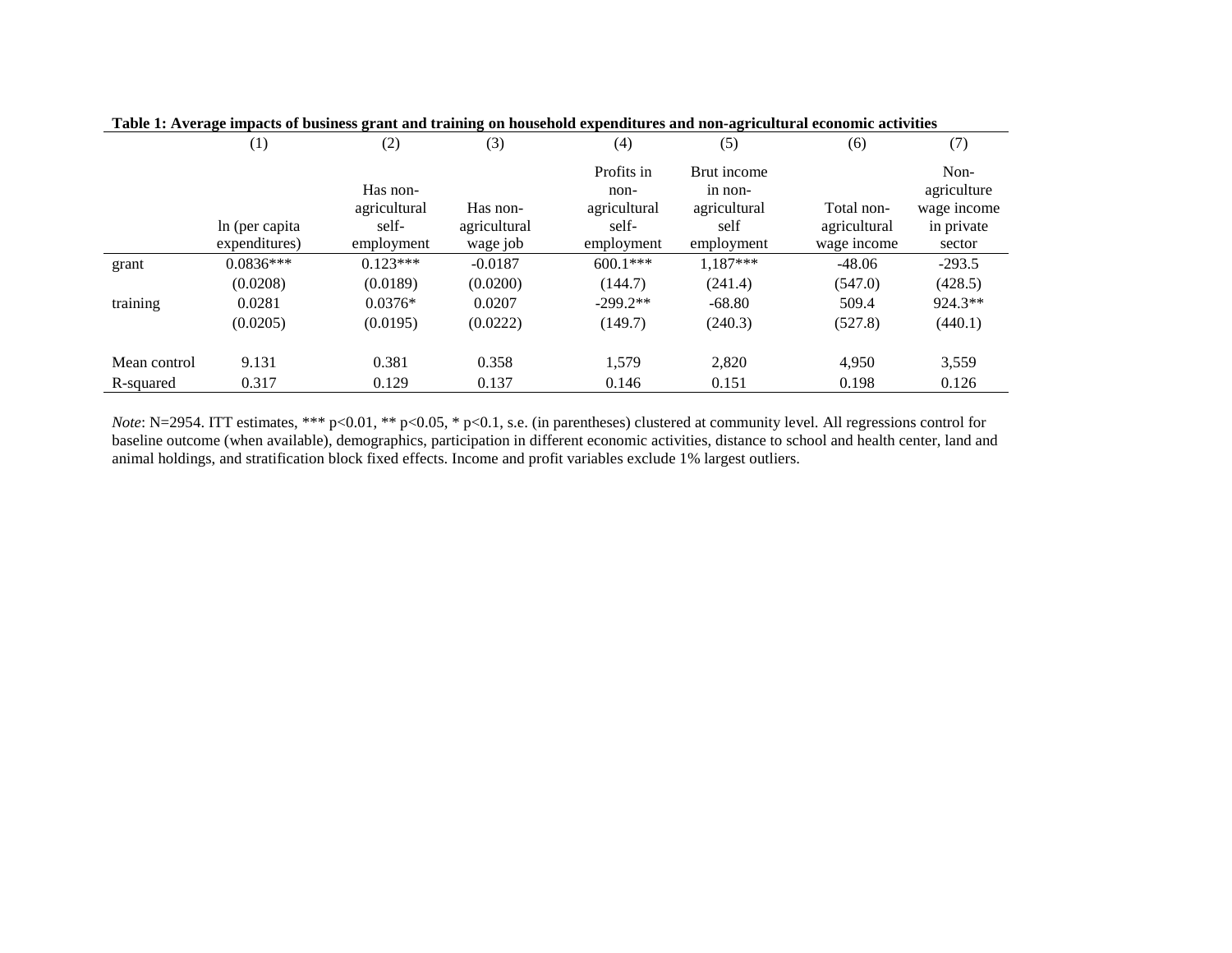**Table 1: Average impacts of business grant and training on household expenditures and non-agricultural economic activities**

| | (1) | (2) | (3) | (4) | (5) | (6) | (7) |
|---|---|---|---|---|---|---|---|
| | ln (per capita expenditures) | Has non-agricultural self-employment | Has non-agricultural wage job | Profits in non-agricultural self-employment | Brut income in non-agricultural self employment | Total non-agricultural wage income | Non-agriculture wage income in private sector |
| grant | 0.0836*** | 0.123*** | -0.0187 | 600.1*** | 1,187*** | -48.06 | -293.5 |
| | (0.0208) | (0.0189) | (0.0200) | (144.7) | (241.4) | (547.0) | (428.5) |
| training | 0.0281 | 0.0376* | 0.0207 | -299.2** | -68.80 | 509.4 | 924.3** |
| | (0.0205) | (0.0195) | (0.0222) | (149.7) | (240.3) | (527.8) | (440.1) |
| Mean control | 9.131 | 0.381 | 0.358 | 1,579 | 2,820 | 4,950 | 3,559 |
| R-squared | 0.317 | 0.129 | 0.137 | 0.146 | 0.151 | 0.198 | 0.126 |

*Note*: N=2954. ITT estimates, *** p<0.01, ** p<0.05, * p<0.1, s.e. (in parentheses) clustered at community level. All regressions control for baseline outcome (when available), demographics, participation in different economic activities, distance to school and health center, land and animal holdings, and stratification block fixed effects. Income and profit variables exclude 1% largest outliers.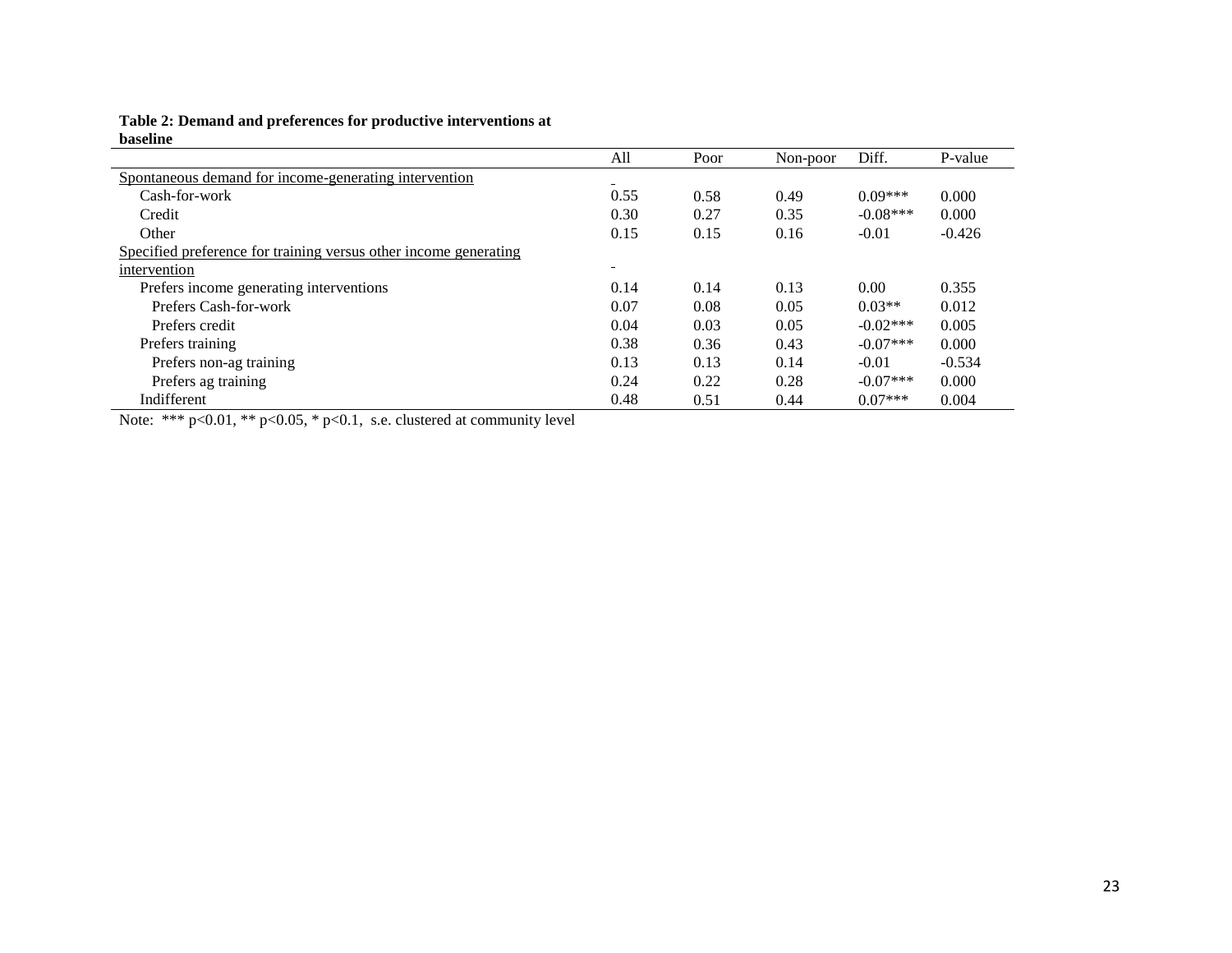**Table 2: Demand and preferences for productive interventions at baseline**

| | All | Poor | Non-poor | Diff. | P-value |
|---|---|---|---|---|---|
| Spontaneous demand for income-generating intervention | | | | | |
| Cash-for-work | 0.55 | 0.58 | 0.49 | 0.09*** | 0.000 |
| Credit | 0.30 | 0.27 | 0.35 | -0.08*** | 0.000 |
| Other | 0.15 | 0.15 | 0.16 | -0.01 | -0.426 |
| Specified preference for training versus other income generating intervention | | | | | |
| Prefers income generating interventions | 0.14 | 0.14 | 0.13 | 0.00 | 0.355 |
| Prefers Cash-for-work | 0.07 | 0.08 | 0.05 | 0.03** | 0.012 |
| Prefers credit | 0.04 | 0.03 | 0.05 | -0.02*** | 0.005 |
| Prefers training | 0.38 | 0.36 | 0.43 | -0.07*** | 0.000 |
| Prefers non-ag training | 0.13 | 0.13 | 0.14 | -0.01 | -0.534 |
| Prefers ag training | 0.24 | 0.22 | 0.28 | -0.07*** | 0.000 |
| Indifferent | 0.48 | 0.51 | 0.44 | 0.07*** | 0.004 |

Note: *** p<0.01, ** p<0.05, * p<0.1, s.e. clustered at community level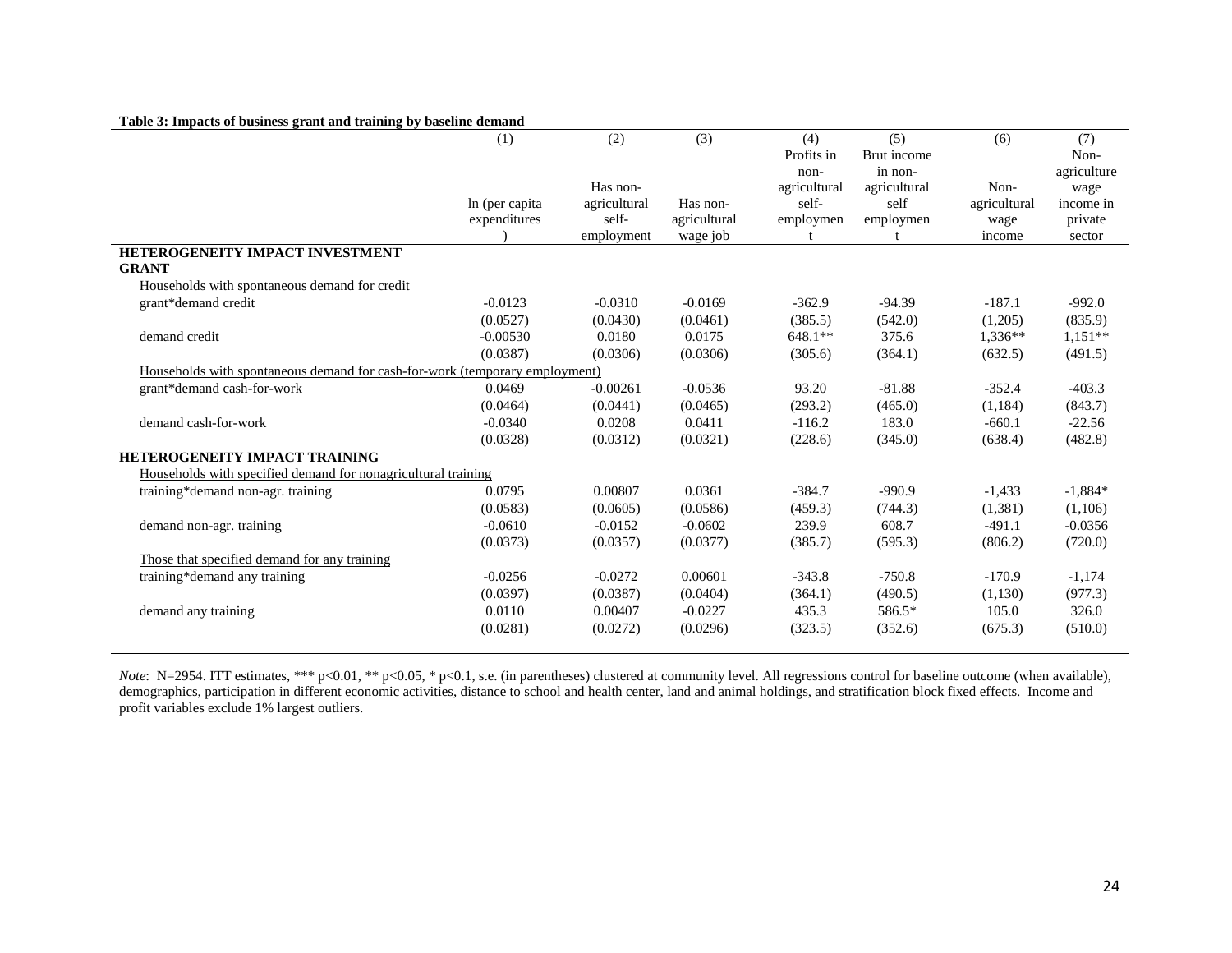**Table 3: Impacts of business grant and training by baseline demand**

| | (1) | (2) | (3) | (4) | (5) | (6) | (7) |
|---|---|---|---|---|---|---|---|
| | ln (per capita expenditures) | Has non-agricultural self-employment | Has non-agricultural wage job | Profits in non-agricultural self-employment | Brut income in non-agricultural self employment | Non-agricultural wage income | Non-agriculture wage income in private sector |
| **HETEROGENEITY IMPACT INVESTMENT GRANT** | | | | | | | |
| Households with spontaneous demand for credit | | | | | | | |
| grant*demand credit | -0.0123 | -0.0310 | -0.0169 | -362.9 | -94.39 | -187.1 | -992.0 |
| | (0.0527) | (0.0430) | (0.0461) | (385.5) | (542.0) | (1,205) | (835.9) |
| demand credit | -0.00530 | 0.0180 | 0.0175 | 648.1** | 375.6 | 1,336** | 1,151** |
| | (0.0387) | (0.0306) | (0.0306) | (305.6) | (364.1) | (632.5) | (491.5) |
| Households with spontaneous demand for cash-for-work (temporary employment) | | | | | | | |
| grant*demand cash-for-work | 0.0469 | -0.00261 | -0.0536 | 93.20 | -81.88 | -352.4 | -403.3 |
| | (0.0464) | (0.0441) | (0.0465) | (293.2) | (465.0) | (1,184) | (843.7) |
| demand cash-for-work | -0.0340 | 0.0208 | 0.0411 | -116.2 | 183.0 | -660.1 | -22.56 |
| | (0.0328) | (0.0312) | (0.0321) | (228.6) | (345.0) | (638.4) | (482.8) |
| **HETEROGENEITY IMPACT TRAINING** | | | | | | | |
| Households with specified demand for nonagricultural training | | | | | | | |
| training*demand non-agr. training | 0.0795 | 0.00807 | 0.0361 | -384.7 | -990.9 | -1,433 | -1,884* |
| | (0.0583) | (0.0605) | (0.0586) | (459.3) | (744.3) | (1,381) | (1,106) |
| demand non-agr. training | -0.0610 | -0.0152 | -0.0602 | 239.9 | 608.7 | -491.1 | -0.0356 |
| | (0.0373) | (0.0357) | (0.0377) | (385.7) | (595.3) | (806.2) | (720.0) |
| Those that specified demand for any training | | | | | | | |
| training*demand any training | -0.0256 | -0.0272 | 0.00601 | -343.8 | -750.8 | -170.9 | -1,174 |
| | (0.0397) | (0.0387) | (0.0404) | (364.1) | (490.5) | (1,130) | (977.3) |
| demand any training | 0.0110 | 0.00407 | -0.0227 | 435.3 | 586.5* | 105.0 | 326.0 |
| | (0.0281) | (0.0272) | (0.0296) | (323.5) | (352.6) | (675.3) | (510.0) |

*Note*: N=2954. ITT estimates, *** p<0.01, ** p<0.05, * p<0.1, s.e. (in parentheses) clustered at community level. All regressions control for baseline outcome (when available), demographics, participation in different economic activities, distance to school and health center, land and animal holdings, and stratification block fixed effects. Income and profit variables exclude 1% largest outliers.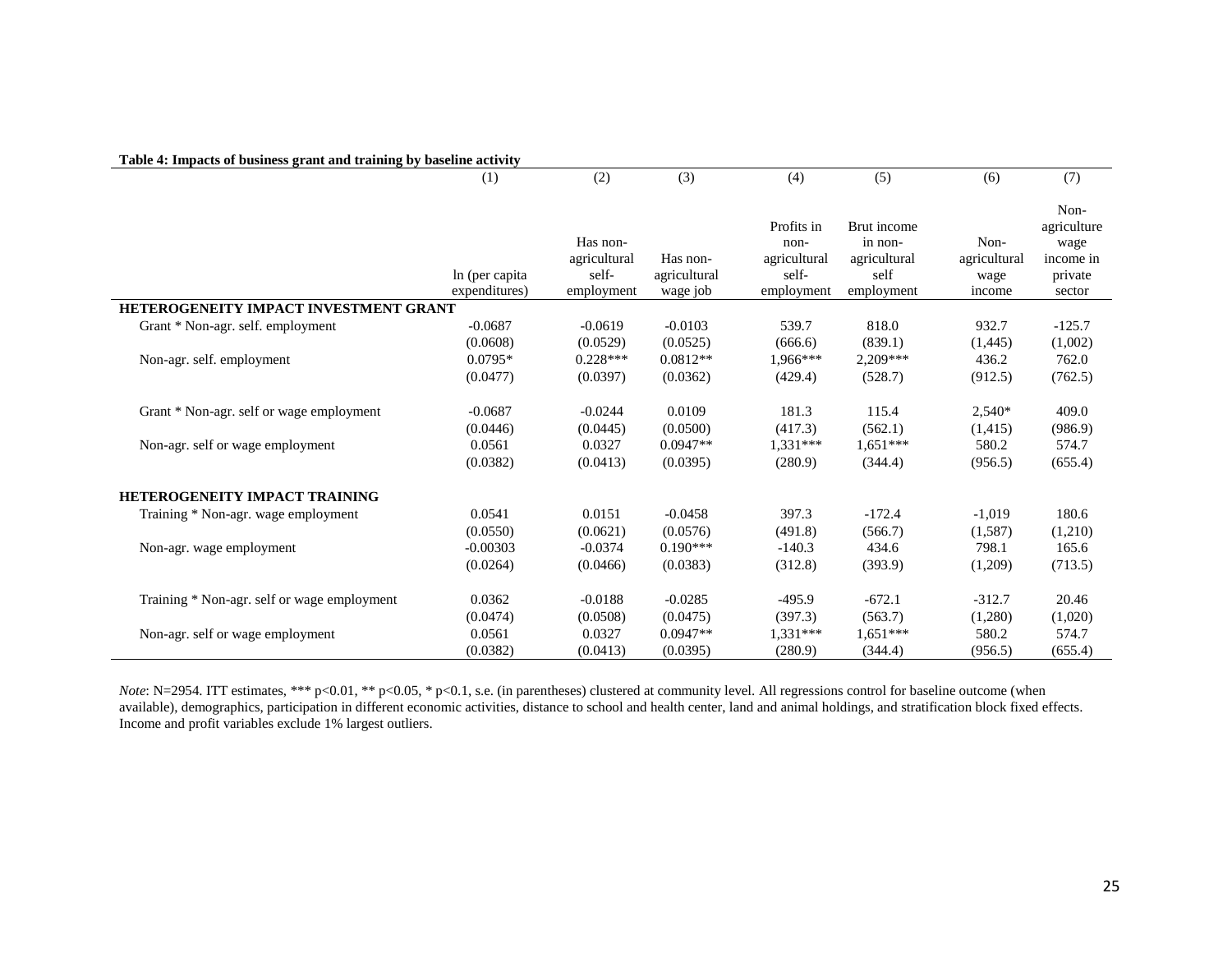**Table 4: Impacts of business grant and training by baseline activity**

| | (1) | (2) | (3) | (4) | (5) | (6) | (7) |
|---|---|---|---|---|---|---|---|
| | ln (per capita expenditures) | Has non-agricultural self-employment | Has non-agricultural wage job | Profits in non-agricultural self-employment | Brut income in non-agricultural self employment | Non-agricultural wage income | Non-agriculture wage income in private sector |
| **HETEROGENEITY IMPACT INVESTMENT GRANT** | | | | | | | |
| Grant * Non-agr. self. employment | -0.0687 | -0.0619 | -0.0103 | 539.7 | 818.0 | 932.7 | -125.7 |
| | (0.0608) | (0.0529) | (0.0525) | (666.6) | (839.1) | (1,445) | (1,002) |
| Non-agr. self. employment | 0.0795* | 0.228*** | 0.0812** | 1,966*** | 2,209*** | 436.2 | 762.0 |
| | (0.0477) | (0.0397) | (0.0362) | (429.4) | (528.7) | (912.5) | (762.5) |
| Grant * Non-agr. self or wage employment | -0.0687 | -0.0244 | 0.0109 | 181.3 | 115.4 | 2,540* | 409.0 |
| | (0.0446) | (0.0445) | (0.0500) | (417.3) | (562.1) | (1,415) | (986.9) |
| Non-agr. self or wage employment | 0.0561 | 0.0327 | 0.0947** | 1,331*** | 1,651*** | 580.2 | 574.7 |
| | (0.0382) | (0.0413) | (0.0395) | (280.9) | (344.4) | (956.5) | (655.4) |
| **HETEROGENEITY IMPACT TRAINING** | | | | | | | |
| Training * Non-agr. wage employment | 0.0541 | 0.0151 | -0.0458 | 397.3 | -172.4 | -1,019 | 180.6 |
| | (0.0550) | (0.0621) | (0.0576) | (491.8) | (566.7) | (1,587) | (1,210) |
| Non-agr. wage employment | -0.00303 | -0.0374 | 0.190*** | -140.3 | 434.6 | 798.1 | 165.6 |
| | (0.0264) | (0.0466) | (0.0383) | (312.8) | (393.9) | (1,209) | (713.5) |
| Training * Non-agr. self or wage employment | 0.0362 | -0.0188 | -0.0285 | -495.9 | -672.1 | -312.7 | 20.46 |
| | (0.0474) | (0.0508) | (0.0475) | (397.3) | (563.7) | (1,280) | (1,020) |
| Non-agr. self or wage employment | 0.0561 | 0.0327 | 0.0947** | 1,331*** | 1,651*** | 580.2 | 574.7 |
| | (0.0382) | (0.0413) | (0.0395) | (280.9) | (344.4) | (956.5) | (655.4) |

*Note*: N=2954. ITT estimates, *** p<0.01, ** p<0.05, * p<0.1, s.e. (in parentheses) clustered at community level. All regressions control for baseline outcome (when available), demographics, participation in different economic activities, distance to school and health center, land and animal holdings, and stratification block fixed effects. Income and profit variables exclude 1% largest outliers.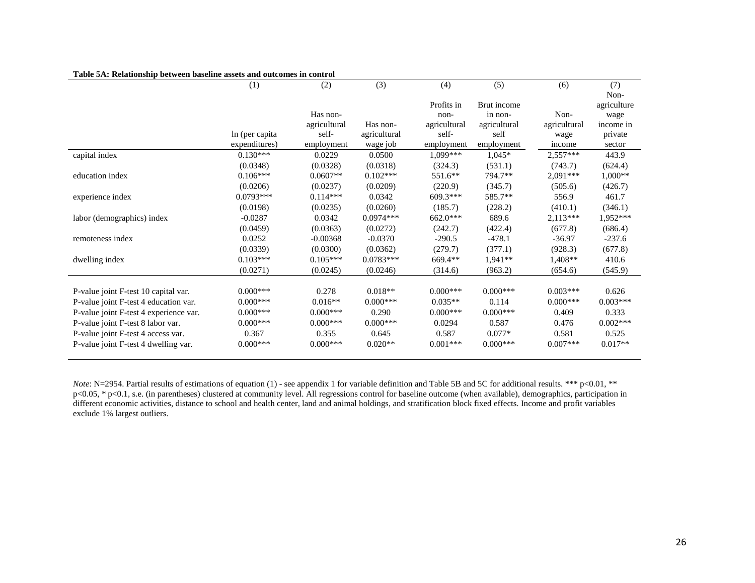**Table 5A: Relationship between baseline assets and outcomes in control**

| | (1) | (2) | (3) | (4) | (5) | (6) | (7) |
|---|---|---|---|---|---|---|---|
| | ln (per capita expenditures) | Has non-agricultural self-employment | Has non-agricultural wage job | Profits in non-agricultural self-employment | Brut income in non-agricultural self employment | Non-agricultural wage income | Non-agriculture wage income in private sector |
| capital index | 0.130*** | 0.0229 | 0.0500 | 1,099*** | 1,045* | 2,557*** | 443.9 |
| | (0.0348) | (0.0328) | (0.0318) | (324.3) | (531.1) | (743.7) | (624.4) |
| education index | 0.106*** | 0.0607** | 0.102*** | 551.6** | 794.7** | 2,091*** | 1,000** |
| | (0.0206) | (0.0237) | (0.0209) | (220.9) | (345.7) | (505.6) | (426.7) |
| experience index | 0.0793*** | 0.114*** | 0.0342 | 609.3*** | 585.7** | 556.9 | 461.7 |
| | (0.0198) | (0.0235) | (0.0260) | (185.7) | (228.2) | (410.1) | (346.1) |
| labor (demographics) index | -0.0287 | 0.0342 | 0.0974*** | 662.0*** | 689.6 | 2,113*** | 1,952*** |
| | (0.0459) | (0.0363) | (0.0272) | (242.7) | (422.4) | (677.8) | (686.4) |
| remoteness index | 0.0252 | -0.00368 | -0.0370 | -290.5 | -478.1 | -36.97 | -237.6 |
| | (0.0339) | (0.0300) | (0.0362) | (279.7) | (377.1) | (928.3) | (677.8) |
| dwelling index | 0.103*** | 0.105*** | 0.0783*** | 669.4** | 1,941** | 1,408** | 410.6 |
| | (0.0271) | (0.0245) | (0.0246) | (314.6) | (963.2) | (654.6) | (545.9) |
| P-value joint F-test 10 capital var. | 0.000*** | 0.278 | 0.018** | 0.000*** | 0.000*** | 0.003*** | 0.626 |
| P-value joint F-test 4 education var. | 0.000*** | 0.016** | 0.000*** | 0.035** | 0.114 | 0.000*** | 0.003*** |
| P-value joint F-test 4 experience var. | 0.000*** | 0.000*** | 0.290 | 0.000*** | 0.000*** | 0.409 | 0.333 |
| P-value joint F-test 8 labor var. | 0.000*** | 0.000*** | 0.000*** | 0.0294 | 0.587 | 0.476 | 0.002*** |
| P-value joint F-test 4 access var. | 0.367 | 0.355 | 0.645 | 0.587 | 0.077* | 0.581 | 0.525 |
| P-value joint F-test 4 dwelling var. | 0.000*** | 0.000*** | 0.020** | 0.001*** | 0.000*** | 0.007*** | 0.017** |

*Note*: N=2954. Partial results of estimations of equation (1) - see appendix 1 for variable definition and Table 5B and 5C for additional results. *** p<0.01, ** p<0.05, * p<0.1, s.e. (in parentheses) clustered at community level. All regressions control for baseline outcome (when available), demographics, participation in different economic activities, distance to school and health center, land and animal holdings, and stratification block fixed effects. Income and profit variables exclude 1% largest outliers.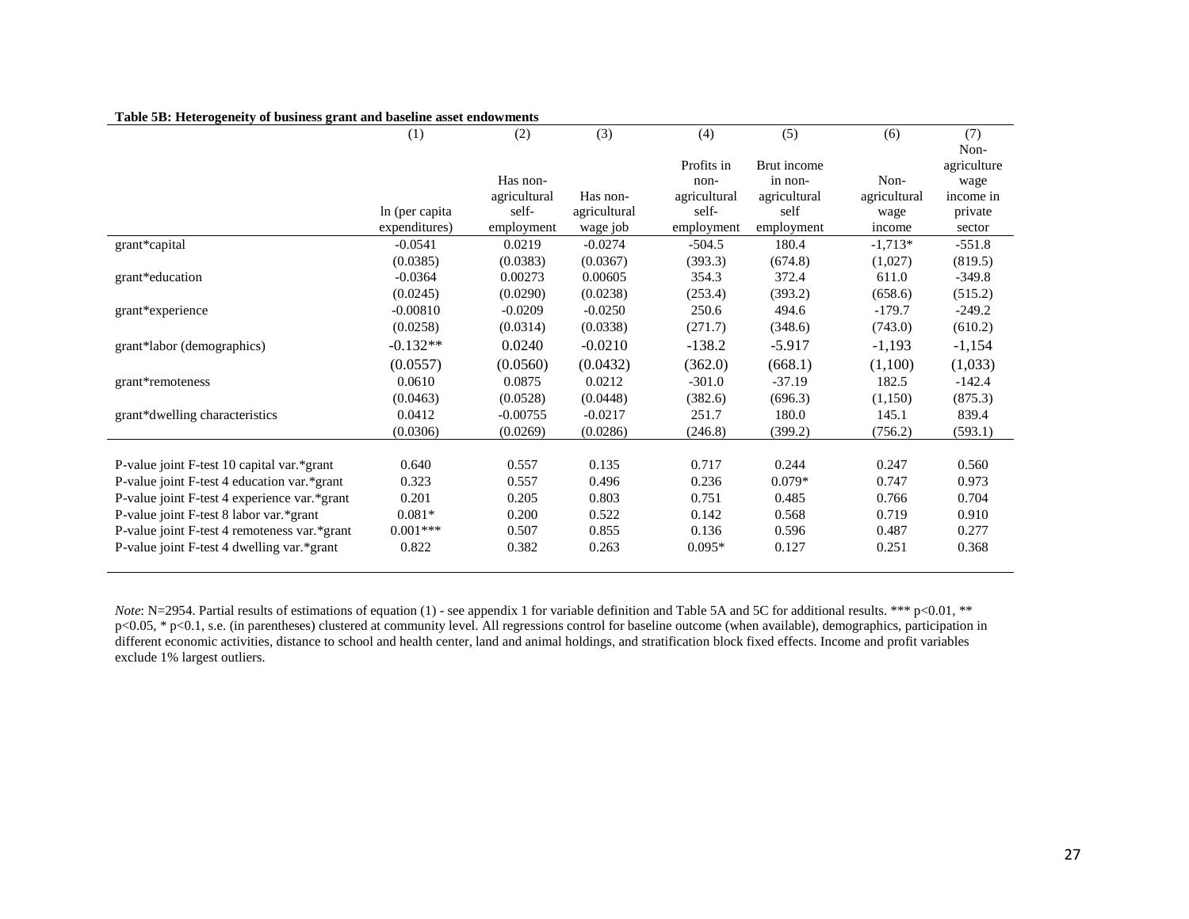**Table 5B: Heterogeneity of business grant and baseline asset endowments**

| | (1) | (2) | (3) | (4) | (5) | (6) | (7) |
|---|---|---|---|---|---|---|---|
| | ln (per capita expenditures) | Has non-agricultural self-employment | Has non-agricultural wage job | Profits in non-agricultural self-employment | Brut income in non-agricultural self employment | Non-agricultural wage income | Non-agriculture wage income in private sector |
| grant*capital | -0.0541 | 0.0219 | -0.0274 | -504.5 | 180.4 | -1,713* | -551.8 |
| | (0.0385) | (0.0383) | (0.0367) | (393.3) | (674.8) | (1,027) | (819.5) |
| grant*education | -0.0364 | 0.00273 | 0.00605 | 354.3 | 372.4 | 611.0 | -349.8 |
| | (0.0245) | (0.0290) | (0.0238) | (253.4) | (393.2) | (658.6) | (515.2) |
| grant*experience | -0.00810 | -0.0209 | -0.0250 | 250.6 | 494.6 | -179.7 | -249.2 |
| | (0.0258) | (0.0314) | (0.0338) | (271.7) | (348.6) | (743.0) | (610.2) |
| grant*labor (demographics) | -0.132** | 0.0240 | -0.0210 | -138.2 | -5.917 | -1,193 | -1,154 |
| | (0.0557) | (0.0560) | (0.0432) | (362.0) | (668.1) | (1,100) | (1,033) |
| grant*remoteness | 0.0610 | 0.0875 | 0.0212 | -301.0 | -37.19 | 182.5 | -142.4 |
| | (0.0463) | (0.0528) | (0.0448) | (382.6) | (696.3) | (1,150) | (875.3) |
| grant*dwelling characteristics | 0.0412 | -0.00755 | -0.0217 | 251.7 | 180.0 | 145.1 | 839.4 |
| | (0.0306) | (0.0269) | (0.0286) | (246.8) | (399.2) | (756.2) | (593.1) |
| P-value joint F-test 10 capital var.*grant | 0.640 | 0.557 | 0.135 | 0.717 | 0.244 | 0.247 | 0.560 |
| P-value joint F-test 4 education var.*grant | 0.323 | 0.557 | 0.496 | 0.236 | 0.079* | 0.747 | 0.973 |
| P-value joint F-test 4 experience var.*grant | 0.201 | 0.205 | 0.803 | 0.751 | 0.485 | 0.766 | 0.704 |
| P-value joint F-test 8 labor var.*grant | 0.081* | 0.200 | 0.522 | 0.142 | 0.568 | 0.719 | 0.910 |
| P-value joint F-test 4 remoteness var.*grant | 0.001*** | 0.507 | 0.855 | 0.136 | 0.596 | 0.487 | 0.277 |
| P-value joint F-test 4 dwelling var.*grant | 0.822 | 0.382 | 0.263 | 0.095* | 0.127 | 0.251 | 0.368 |

*Note*: N=2954. Partial results of estimations of equation (1) - see appendix 1 for variable definition and Table 5A and 5C for additional results. *** p<0.01, ** p<0.05, * p<0.1, s.e. (in parentheses) clustered at community level. All regressions control for baseline outcome (when available), demographics, participation in different economic activities, distance to school and health center, land and animal holdings, and stratification block fixed effects. Income and profit variables exclude 1% largest outliers.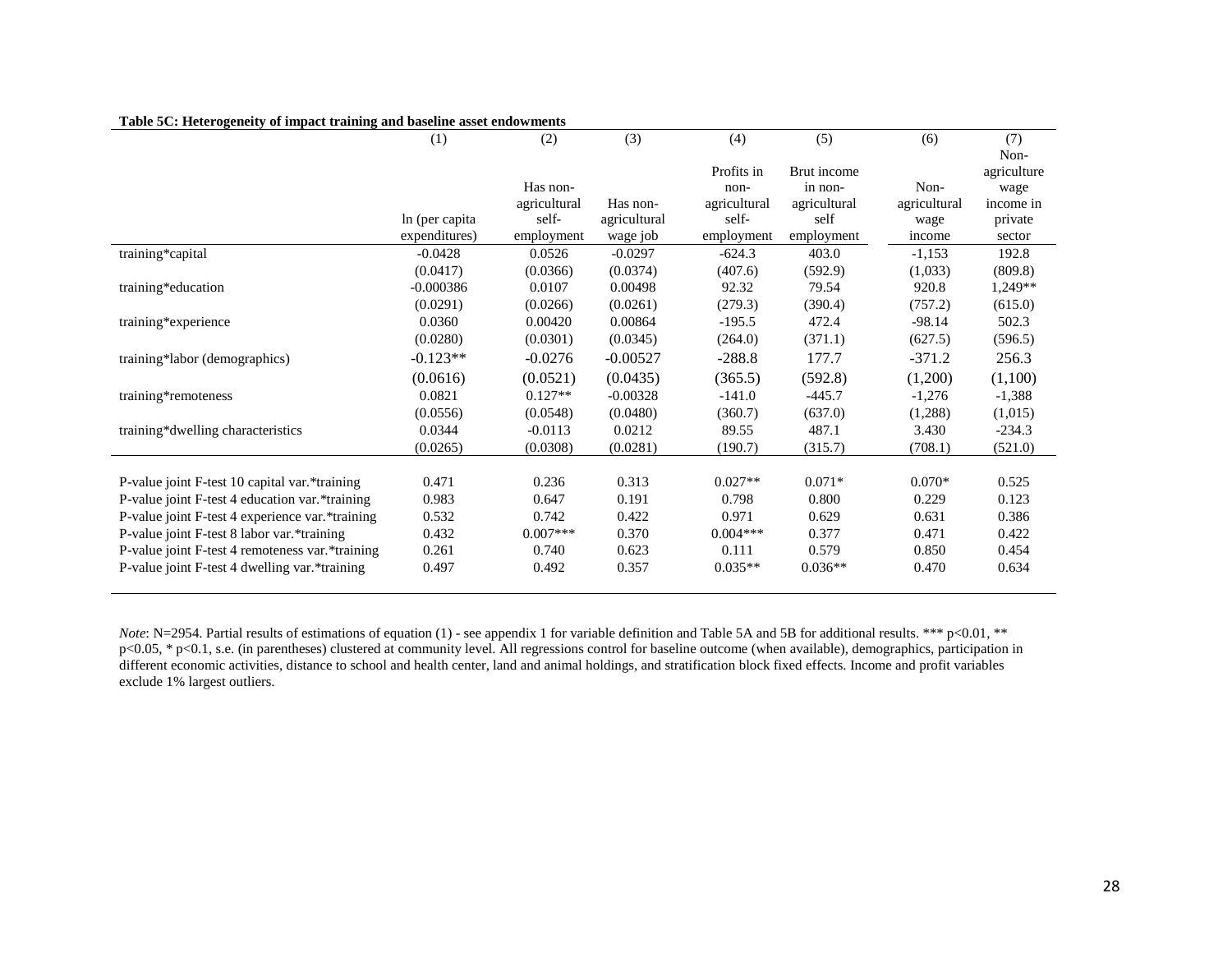**Table 5C: Heterogeneity of impact training and baseline asset endowments**

| | (1) | (2) | (3) | (4) | (5) | (6) | (7) |
|---|---|---|---|---|---|---|---|
| | ln (per capita expenditures) | Has non-agricultural self-employment | Has non-agricultural wage job | Profits in non-agricultural self-employment | Brut income in non-agricultural self employment | Non-agricultural wage income | Non-agriculture wage income in private sector |
| training*capital | -0.0428 | 0.0526 | -0.0297 | -624.3 | 403.0 | -1,153 | 192.8 |
| | (0.0417) | (0.0366) | (0.0374) | (407.6) | (592.9) | (1,033) | (809.8) |
| training*education | -0.000386 | 0.0107 | 0.00498 | 92.32 | 79.54 | 920.8 | 1,249** |
| | (0.0291) | (0.0266) | (0.0261) | (279.3) | (390.4) | (757.2) | (615.0) |
| training*experience | 0.0360 | 0.00420 | 0.00864 | -195.5 | 472.4 | -98.14 | 502.3 |
| | (0.0280) | (0.0301) | (0.0345) | (264.0) | (371.1) | (627.5) | (596.5) |
| training*labor (demographics) | -0.123** | -0.0276 | -0.00527 | -288.8 | 177.7 | -371.2 | 256.3 |
| | (0.0616) | (0.0521) | (0.0435) | (365.5) | (592.8) | (1,200) | (1,100) |
| training*remoteness | 0.0821 | 0.127** | -0.00328 | -141.0 | -445.7 | -1,276 | -1,388 |
| | (0.0556) | (0.0548) | (0.0480) | (360.7) | (637.0) | (1,288) | (1,015) |
| training*dwelling characteristics | 0.0344 | -0.0113 | 0.0212 | 89.55 | 487.1 | 3.430 | -234.3 |
| | (0.0265) | (0.0308) | (0.0281) | (190.7) | (315.7) | (708.1) | (521.0) |
| P-value joint F-test 10 capital var.*training | 0.471 | 0.236 | 0.313 | 0.027** | 0.071* | 0.070* | 0.525 |
| P-value joint F-test 4 education var.*training | 0.983 | 0.647 | 0.191 | 0.798 | 0.800 | 0.229 | 0.123 |
| P-value joint F-test 4 experience var.*training | 0.532 | 0.742 | 0.422 | 0.971 | 0.629 | 0.631 | 0.386 |
| P-value joint F-test 8 labor var.*training | 0.432 | 0.007*** | 0.370 | 0.004*** | 0.377 | 0.471 | 0.422 |
| P-value joint F-test 4 remoteness var.*training | 0.261 | 0.740 | 0.623 | 0.111 | 0.579 | 0.850 | 0.454 |
| P-value joint F-test 4 dwelling var.*training | 0.497 | 0.492 | 0.357 | 0.035** | 0.036** | 0.470 | 0.634 |

*Note*: N=2954. Partial results of estimations of equation (1) - see appendix 1 for variable definition and Table 5A and 5B for additional results. *** p<0.01, ** p<0.05, * p<0.1, s.e. (in parentheses) clustered at community level. All regressions control for baseline outcome (when available), demographics, participation in different economic activities, distance to school and health center, land and animal holdings, and stratification block fixed effects. Income and profit variables exclude 1% largest outliers.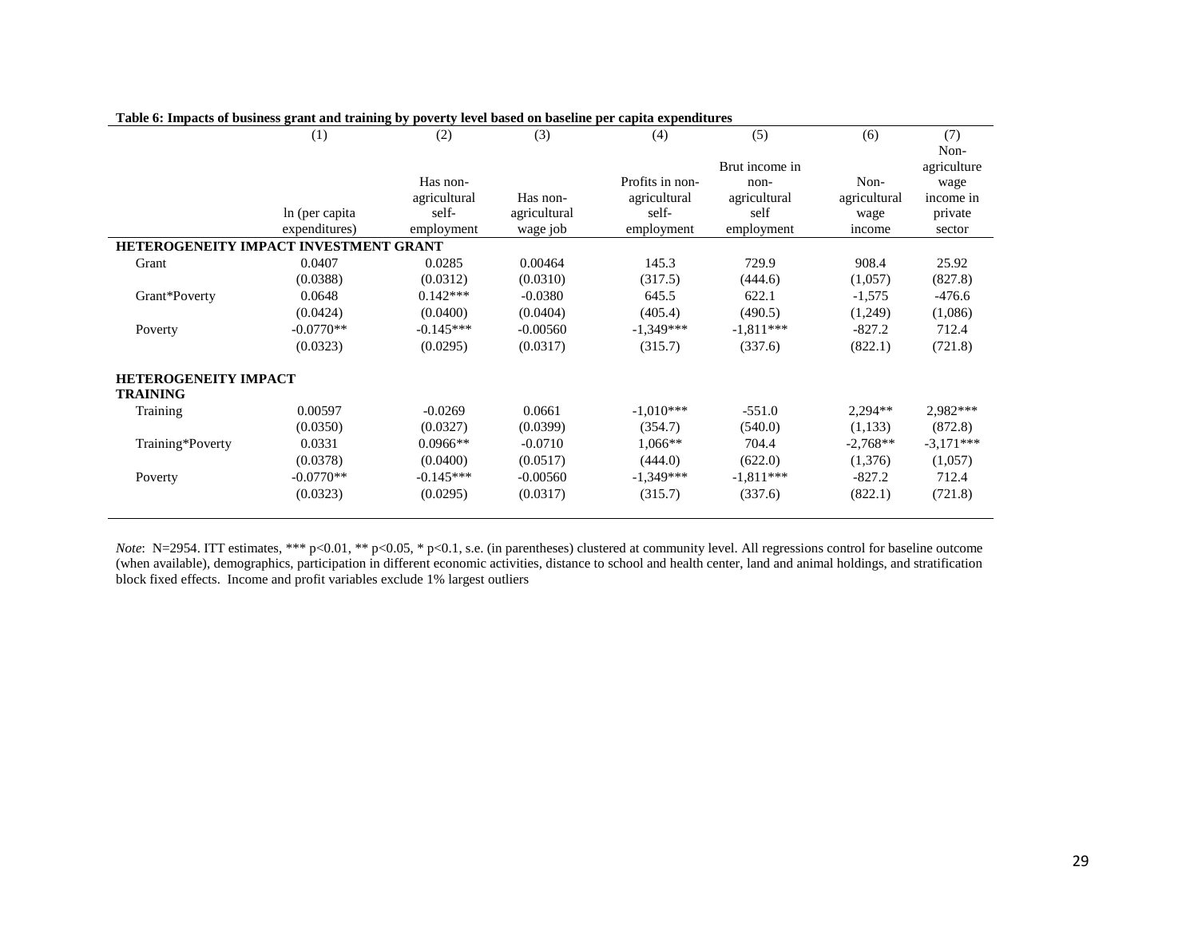**Table 6: Impacts of business grant and training by poverty level based on baseline per capita expenditures**

| | (1) | (2) | (3) | (4) | (5) | (6) | (7) |
|---|---|---|---|---|---|---|---|
| | ln (per capita expenditures) | Has non-agricultural self-employment | Has non-agricultural wage job | Profits in non-agricultural self-employment | Brut income in non-agricultural self employment | Non-agricultural wage income | Non-agriculture wage income in private sector |
| **HETEROGENEITY IMPACT INVESTMENT GRANT** | | | | | | | |
| Grant | 0.0407 | 0.0285 | 0.00464 | 145.3 | 729.9 | 908.4 | 25.92 |
| | (0.0388) | (0.0312) | (0.0310) | (317.5) | (444.6) | (1,057) | (827.8) |
| Grant*Poverty | 0.0648 | 0.142*** | -0.0380 | 645.5 | 622.1 | -1,575 | -476.6 |
| | (0.0424) | (0.0400) | (0.0404) | (405.4) | (490.5) | (1,249) | (1,086) |
| Poverty | -0.0770** | -0.145*** | -0.00560 | -1,349*** | -1,811*** | -827.2 | 712.4 |
| | (0.0323) | (0.0295) | (0.0317) | (315.7) | (337.6) | (822.1) | (721.8) |
| **HETEROGENEITY IMPACT TRAINING** | | | | | | | |
| Training | 0.00597 | -0.0269 | 0.0661 | -1,010*** | -551.0 | 2,294** | 2,982*** |
| | (0.0350) | (0.0327) | (0.0399) | (354.7) | (540.0) | (1,133) | (872.8) |
| Training*Poverty | 0.0331 | 0.0966** | -0.0710 | 1,066** | 704.4 | -2,768** | -3,171*** |
| | (0.0378) | (0.0400) | (0.0517) | (444.0) | (622.0) | (1,376) | (1,057) |
| Poverty | -0.0770** | -0.145*** | -0.00560 | -1,349*** | -1,811*** | -827.2 | 712.4 |
| | (0.0323) | (0.0295) | (0.0317) | (315.7) | (337.6) | (822.1) | (721.8) |

*Note*: N=2954. ITT estimates, *** p<0.01, ** p<0.05, * p<0.1, s.e. (in parentheses) clustered at community level. All regressions control for baseline outcome (when available), demographics, participation in different economic activities, distance to school and health center, land and animal holdings, and stratification block fixed effects. Income and profit variables exclude 1% largest outliers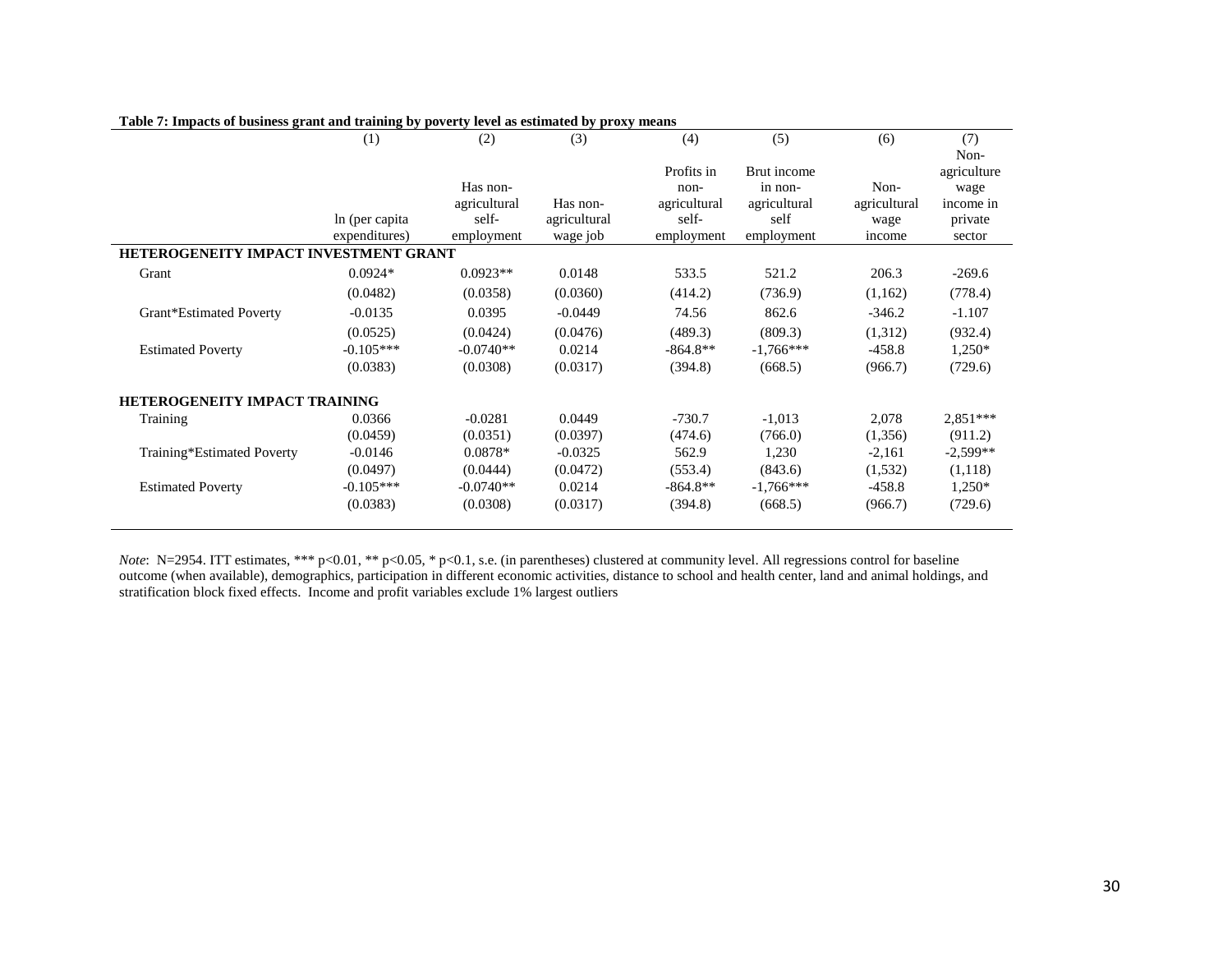**Table 7: Impacts of business grant and training by poverty level as estimated by proxy means**

| | (1) | (2) | (3) | (4) | (5) | (6) | (7) |
|---|---|---|---|---|---|---|---|
| | ln (per capita expenditures) | Has non-agricultural self-employment | Has non-agricultural wage job | Profits in non-agricultural self-employment | Brut income in non-agricultural self employment | Non-agricultural wage income | Non-agriculture wage income in private sector |
| **HETEROGENEITY IMPACT INVESTMENT GRANT** | | | | | | | |
| Grant | 0.0924* | 0.0923** | 0.0148 | 533.5 | 521.2 | 206.3 | -269.6 |
| | (0.0482) | (0.0358) | (0.0360) | (414.2) | (736.9) | (1,162) | (778.4) |
| Grant*Estimated Poverty | -0.0135 | 0.0395 | -0.0449 | 74.56 | 862.6 | -346.2 | -1.107 |
| | (0.0525) | (0.0424) | (0.0476) | (489.3) | (809.3) | (1,312) | (932.4) |
| Estimated Poverty | -0.105*** | -0.0740** | 0.0214 | -864.8** | -1,766*** | -458.8 | 1,250* |
| | (0.0383) | (0.0308) | (0.0317) | (394.8) | (668.5) | (966.7) | (729.6) |
| **HETEROGENEITY IMPACT TRAINING** | | | | | | | |
| Training | 0.0366 | -0.0281 | 0.0449 | -730.7 | -1,013 | 2,078 | 2,851*** |
| | (0.0459) | (0.0351) | (0.0397) | (474.6) | (766.0) | (1,356) | (911.2) |
| Training*Estimated Poverty | -0.0146 | 0.0878* | -0.0325 | 562.9 | 1,230 | -2,161 | -2,599** |
| | (0.0497) | (0.0444) | (0.0472) | (553.4) | (843.6) | (1,532) | (1,118) |
| Estimated Poverty | -0.105*** | -0.0740** | 0.0214 | -864.8** | -1,766*** | -458.8 | 1,250* |
| | (0.0383) | (0.0308) | (0.0317) | (394.8) | (668.5) | (966.7) | (729.6) |

*Note*: N=2954. ITT estimates, *** p<0.01, ** p<0.05, * p<0.1, s.e. (in parentheses) clustered at community level. All regressions control for baseline outcome (when available), demographics, participation in different economic activities, distance to school and health center, land and animal holdings, and stratification block fixed effects. Income and profit variables exclude 1% largest outliers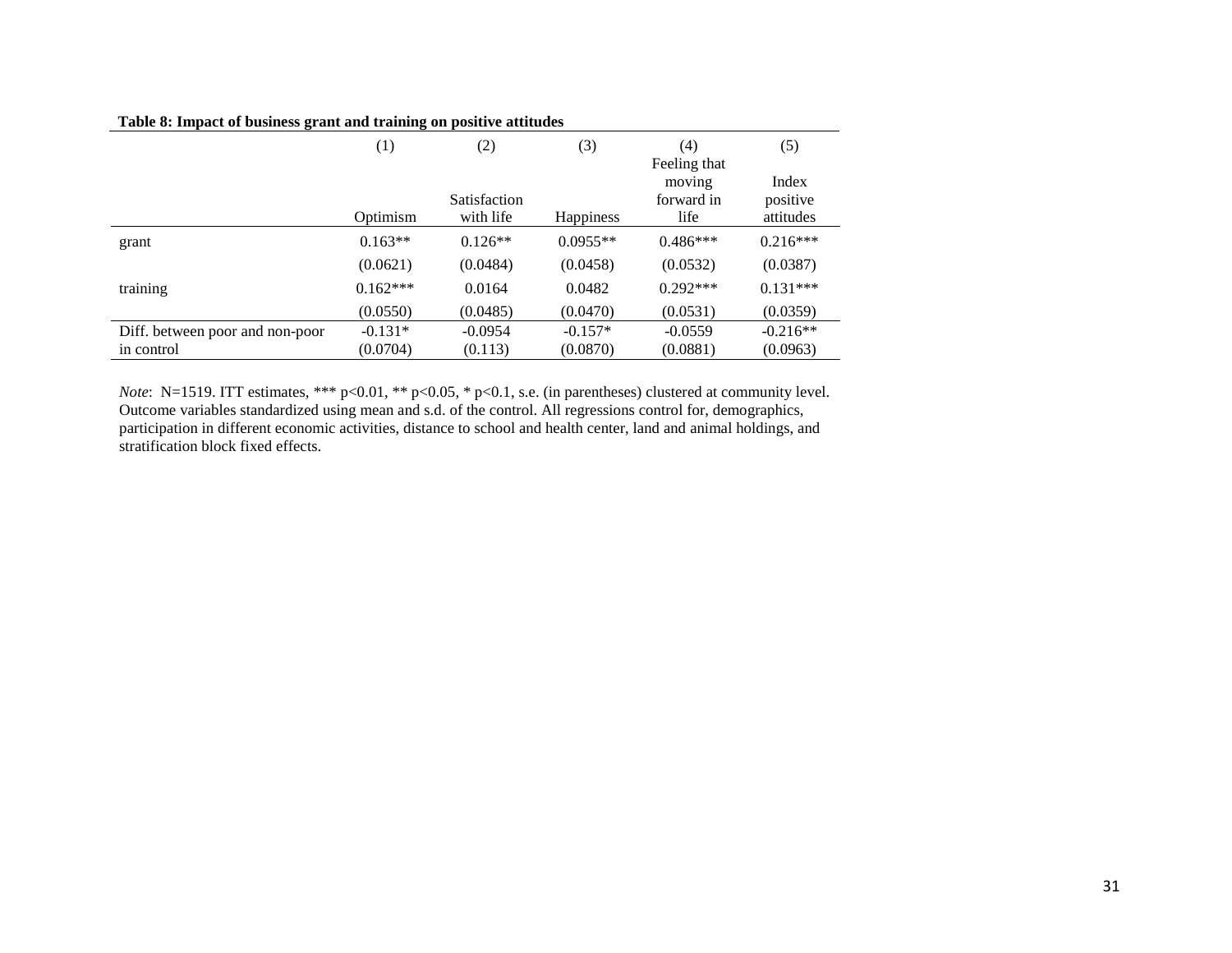**Table 8: Impact of business grant and training on positive attitudes**

| | (1) Optimism | (2) Satisfaction with life | (3) Happiness | (4) Feeling that moving forward in life | (5) Index positive attitudes |
|---|---|---|---|---|---|
| grant | 0.163** | 0.126** | 0.0955** | 0.486*** | 0.216*** |
| | (0.0621) | (0.0484) | (0.0458) | (0.0532) | (0.0387) |
| training | 0.162*** | 0.0164 | 0.0482 | 0.292*** | 0.131*** |
| | (0.0550) | (0.0485) | (0.0470) | (0.0531) | (0.0359) |
| Diff. between poor and non-poor in control | -0.131* | -0.0954 | -0.157* | -0.0559 | -0.216** |
| | (0.0704) | (0.113) | (0.0870) | (0.0881) | (0.0963) |

*Note*: N=1519. ITT estimates, *** p<0.01, ** p<0.05, * p<0.1, s.e. (in parentheses) clustered at community level. Outcome variables standardized using mean and s.d. of the control. All regressions control for, demographics, participation in different economic activities, distance to school and health center, land and animal holdings, and stratification block fixed effects.